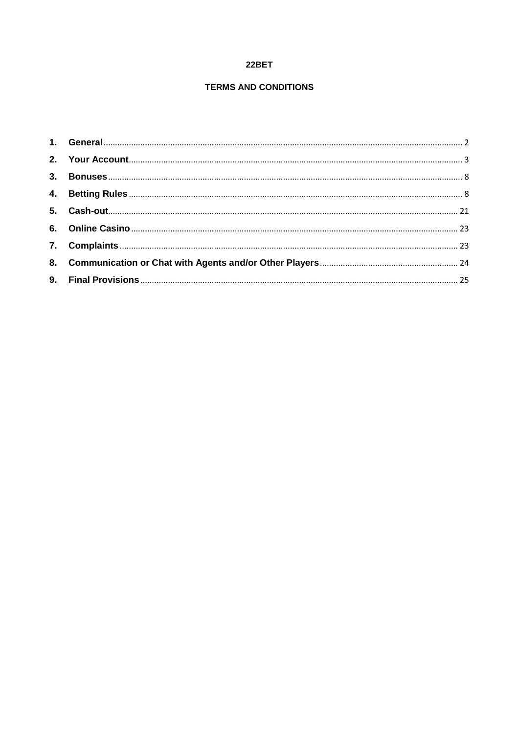# 22BET

## TERMS AND CONDITIONS

1. **General** ........ 2
2. **Your Account** ........ 3
3. **Bonuses** ........ 8
4. **Betting Rules** ........ 8
5. **Cash-out** ........ 21
6. **Online Casino** ........ 23
7. **Complaints** ........ 23
8. **Communication or Chat with Agents and/or Other Players** ........ 24
9. **Final Provisions** ........ 25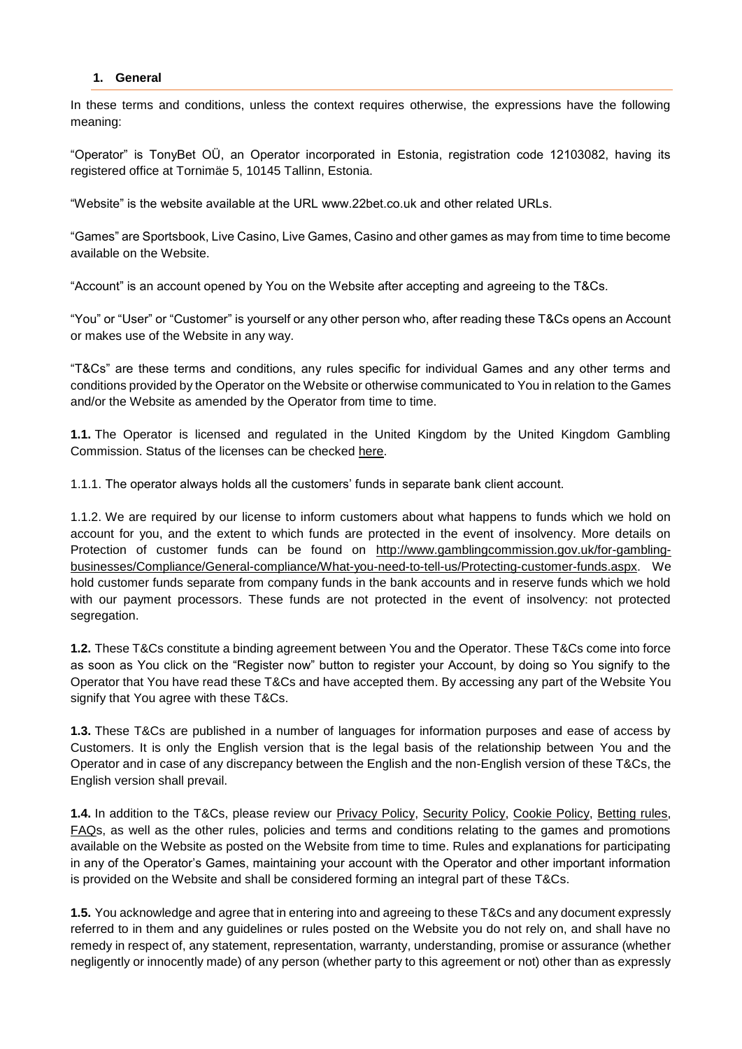### 1. General

In these terms and conditions, unless the context requires otherwise, the expressions have the following meaning:

"Operator" is TonyBet OÜ, an Operator incorporated in Estonia, registration code 12103082, having its registered office at Tornimäe 5, 10145 Tallinn, Estonia.

"Website" is the website available at the URL www.22bet.co.uk and other related URLs.

"Games" are Sportsbook, Live Casino, Live Games, Casino and other games as may from time to time become available on the Website.

"Account" is an account opened by You on the Website after accepting and agreeing to the T&Cs.

"You" or "User" or "Customer" is yourself or any other person who, after reading these T&Cs opens an Account or makes use of the Website in any way.

"T&Cs" are these terms and conditions, any rules specific for individual Games and any other terms and conditions provided by the Operator on the Website or otherwise communicated to You in relation to the Games and/or the Website as amended by the Operator from time to time.

**1.1.** The Operator is licensed and regulated in the United Kingdom by the United Kingdom Gambling Commission. Status of the licenses can be checked here.

1.1.1. The operator always holds all the customers' funds in separate bank client account.

1.1.2. We are required by our license to inform customers about what happens to funds which we hold on account for you, and the extent to which funds are protected in the event of insolvency. More details on Protection of customer funds can be found on http://www.gamblingcommission.gov.uk/for-gambling-businesses/Compliance/General-compliance/What-you-need-to-tell-us/Protecting-customer-funds.aspx. We hold customer funds separate from company funds in the bank accounts and in reserve funds which we hold with our payment processors. These funds are not protected in the event of insolvency: not protected segregation.

**1.2.** These T&Cs constitute a binding agreement between You and the Operator. These T&Cs come into force as soon as You click on the "Register now" button to register your Account, by doing so You signify to the Operator that You have read these T&Cs and have accepted them. By accessing any part of the Website You signify that You agree with these T&Cs.

**1.3.** These T&Cs are published in a number of languages for information purposes and ease of access by Customers. It is only the English version that is the legal basis of the relationship between You and the Operator and in case of any discrepancy between the English and the non-English version of these T&Cs, the English version shall prevail.

**1.4.** In addition to the T&Cs, please review our Privacy Policy, Security Policy, Cookie Policy, Betting rules, FAQs, as well as the other rules, policies and terms and conditions relating to the games and promotions available on the Website as posted on the Website from time to time. Rules and explanations for participating in any of the Operator's Games, maintaining your account with the Operator and other important information is provided on the Website and shall be considered forming an integral part of these T&Cs.

**1.5.** You acknowledge and agree that in entering into and agreeing to these T&Cs and any document expressly referred to in them and any guidelines or rules posted on the Website you do not rely on, and shall have no remedy in respect of, any statement, representation, warranty, understanding, promise or assurance (whether negligently or innocently made) of any person (whether party to this agreement or not) other than as expressly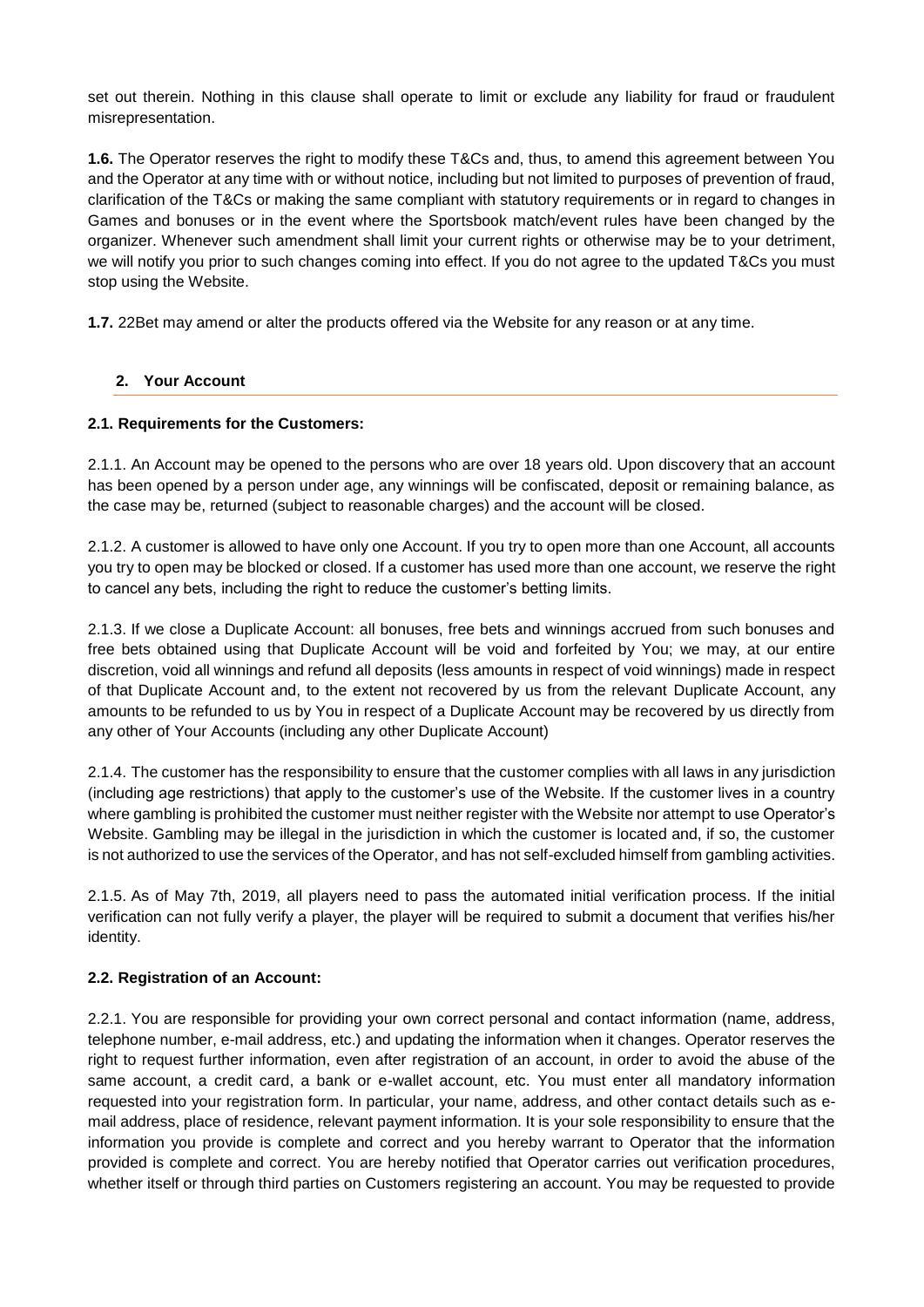set out therein. Nothing in this clause shall operate to limit or exclude any liability for fraud or fraudulent misrepresentation.

**1.6.** The Operator reserves the right to modify these T&Cs and, thus, to amend this agreement between You and the Operator at any time with or without notice, including but not limited to purposes of prevention of fraud, clarification of the T&Cs or making the same compliant with statutory requirements or in regard to changes in Games and bonuses or in the event where the Sportsbook match/event rules have been changed by the organizer. Whenever such amendment shall limit your current rights or otherwise may be to your detriment, we will notify you prior to such changes coming into effect. If you do not agree to the updated T&Cs you must stop using the Website.

**1.7.** 22Bet may amend or alter the products offered via the Website for any reason or at any time.

## 2. Your Account

### 2.1. Requirements for the Customers:

2.1.1. An Account may be opened to the persons who are over 18 years old. Upon discovery that an account has been opened by a person under age, any winnings will be confiscated, deposit or remaining balance, as the case may be, returned (subject to reasonable charges) and the account will be closed.

2.1.2. A customer is allowed to have only one Account. If you try to open more than one Account, all accounts you try to open may be blocked or closed. If a customer has used more than one account, we reserve the right to cancel any bets, including the right to reduce the customer's betting limits.

2.1.3. If we close a Duplicate Account: all bonuses, free bets and winnings accrued from such bonuses and free bets obtained using that Duplicate Account will be void and forfeited by You; we may, at our entire discretion, void all winnings and refund all deposits (less amounts in respect of void winnings) made in respect of that Duplicate Account and, to the extent not recovered by us from the relevant Duplicate Account, any amounts to be refunded to us by You in respect of a Duplicate Account may be recovered by us directly from any other of Your Accounts (including any other Duplicate Account)

2.1.4. The customer has the responsibility to ensure that the customer complies with all laws in any jurisdiction (including age restrictions) that apply to the customer's use of the Website. If the customer lives in a country where gambling is prohibited the customer must neither register with the Website nor attempt to use Operator's Website. Gambling may be illegal in the jurisdiction in which the customer is located and, if so, the customer is not authorized to use the services of the Operator, and has not self-excluded himself from gambling activities.

2.1.5. As of May 7th, 2019, all players need to pass the automated initial verification process. If the initial verification can not fully verify a player, the player will be required to submit a document that verifies his/her identity.

### 2.2. Registration of an Account:

2.2.1. You are responsible for providing your own correct personal and contact information (name, address, telephone number, e-mail address, etc.) and updating the information when it changes. Operator reserves the right to request further information, even after registration of an account, in order to avoid the abuse of the same account, a credit card, a bank or e-wallet account, etc. You must enter all mandatory information requested into your registration form. In particular, your name, address, and other contact details such as e-mail address, place of residence, relevant payment information. It is your sole responsibility to ensure that the information you provide is complete and correct and you hereby warrant to Operator that the information provided is complete and correct. You are hereby notified that Operator carries out verification procedures, whether itself or through third parties on Customers registering an account. You may be requested to provide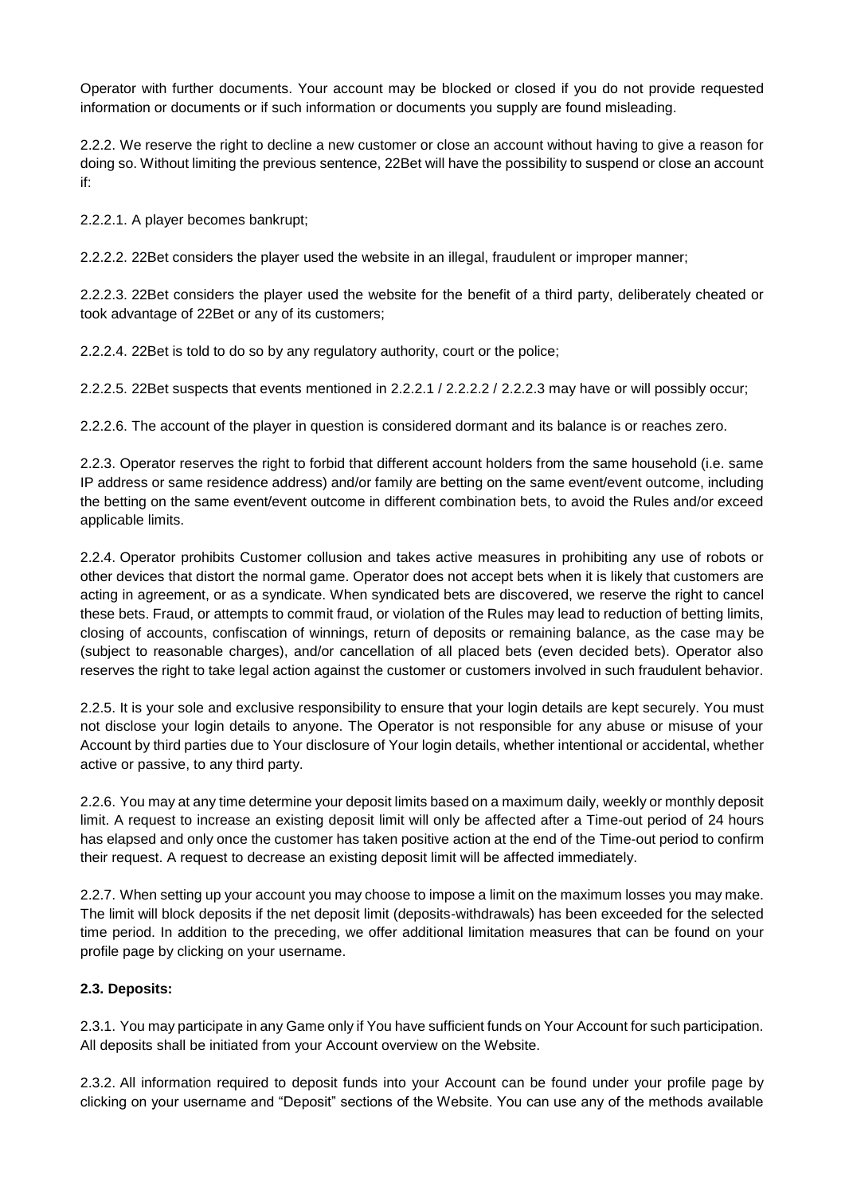Operator with further documents. Your account may be blocked or closed if you do not provide requested information or documents or if such information or documents you supply are found misleading.

2.2.2. We reserve the right to decline a new customer or close an account without having to give a reason for doing so. Without limiting the previous sentence, 22Bet will have the possibility to suspend or close an account if:

2.2.2.1. A player becomes bankrupt;

2.2.2.2. 22Bet considers the player used the website in an illegal, fraudulent or improper manner;

2.2.2.3. 22Bet considers the player used the website for the benefit of a third party, deliberately cheated or took advantage of 22Bet or any of its customers;

2.2.2.4. 22Bet is told to do so by any regulatory authority, court or the police;

2.2.2.5. 22Bet suspects that events mentioned in 2.2.2.1 / 2.2.2.2 / 2.2.2.3 may have or will possibly occur;

2.2.2.6. The account of the player in question is considered dormant and its balance is or reaches zero.

2.2.3. Operator reserves the right to forbid that different account holders from the same household (i.e. same IP address or same residence address) and/or family are betting on the same event/event outcome, including the betting on the same event/event outcome in different combination bets, to avoid the Rules and/or exceed applicable limits.

2.2.4. Operator prohibits Customer collusion and takes active measures in prohibiting any use of robots or other devices that distort the normal game. Operator does not accept bets when it is likely that customers are acting in agreement, or as a syndicate. When syndicated bets are discovered, we reserve the right to cancel these bets. Fraud, or attempts to commit fraud, or violation of the Rules may lead to reduction of betting limits, closing of accounts, confiscation of winnings, return of deposits or remaining balance, as the case may be (subject to reasonable charges), and/or cancellation of all placed bets (even decided bets). Operator also reserves the right to take legal action against the customer or customers involved in such fraudulent behavior.

2.2.5. It is your sole and exclusive responsibility to ensure that your login details are kept securely. You must not disclose your login details to anyone. The Operator is not responsible for any abuse or misuse of your Account by third parties due to Your disclosure of Your login details, whether intentional or accidental, whether active or passive, to any third party.

2.2.6. You may at any time determine your deposit limits based on a maximum daily, weekly or monthly deposit limit. A request to increase an existing deposit limit will only be affected after a Time-out period of 24 hours has elapsed and only once the customer has taken positive action at the end of the Time-out period to confirm their request. A request to decrease an existing deposit limit will be affected immediately.

2.2.7. When setting up your account you may choose to impose a limit on the maximum losses you may make. The limit will block deposits if the net deposit limit (deposits-withdrawals) has been exceeded for the selected time period. In addition to the preceding, we offer additional limitation measures that can be found on your profile page by clicking on your username.

**2.3. Deposits:**

2.3.1. You may participate in any Game only if You have sufficient funds on Your Account for such participation. All deposits shall be initiated from your Account overview on the Website.

2.3.2. All information required to deposit funds into your Account can be found under your profile page by clicking on your username and "Deposit" sections of the Website. You can use any of the methods available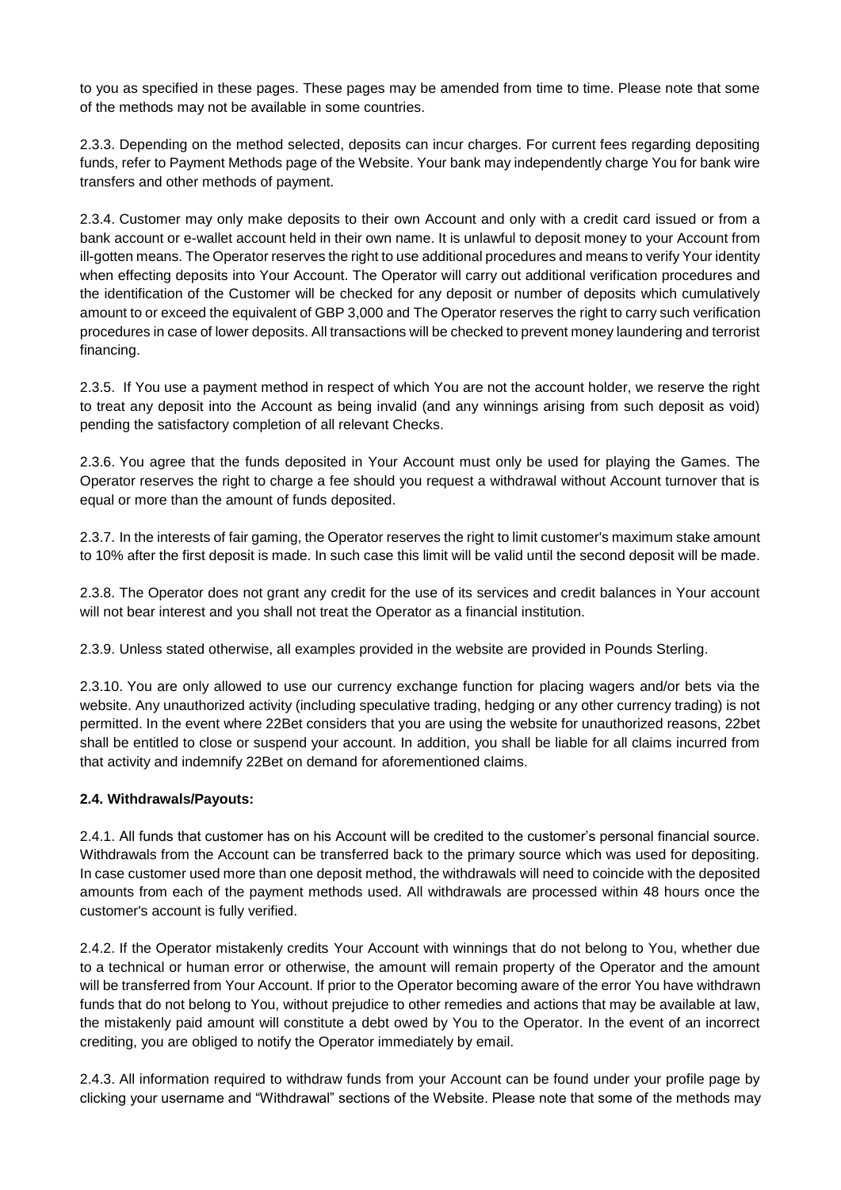to you as specified in these pages. These pages may be amended from time to time. Please note that some of the methods may not be available in some countries.

2.3.3. Depending on the method selected, deposits can incur charges. For current fees regarding depositing funds, refer to Payment Methods page of the Website. Your bank may independently charge You for bank wire transfers and other methods of payment.

2.3.4. Customer may only make deposits to their own Account and only with a credit card issued or from a bank account or e-wallet account held in their own name. It is unlawful to deposit money to your Account from ill-gotten means. The Operator reserves the right to use additional procedures and means to verify Your identity when effecting deposits into Your Account. The Operator will carry out additional verification procedures and the identification of the Customer will be checked for any deposit or number of deposits which cumulatively amount to or exceed the equivalent of GBP 3,000 and The Operator reserves the right to carry such verification procedures in case of lower deposits. All transactions will be checked to prevent money laundering and terrorist financing.

2.3.5. If You use a payment method in respect of which You are not the account holder, we reserve the right to treat any deposit into the Account as being invalid (and any winnings arising from such deposit as void) pending the satisfactory completion of all relevant Checks.

2.3.6. You agree that the funds deposited in Your Account must only be used for playing the Games. The Operator reserves the right to charge a fee should you request a withdrawal without Account turnover that is equal or more than the amount of funds deposited.

2.3.7. In the interests of fair gaming, the Operator reserves the right to limit customer's maximum stake amount to 10% after the first deposit is made. In such case this limit will be valid until the second deposit will be made.

2.3.8. The Operator does not grant any credit for the use of its services and credit balances in Your account will not bear interest and you shall not treat the Operator as a financial institution.

2.3.9. Unless stated otherwise, all examples provided in the website are provided in Pounds Sterling.

2.3.10. You are only allowed to use our currency exchange function for placing wagers and/or bets via the website. Any unauthorized activity (including speculative trading, hedging or any other currency trading) is not permitted. In the event where 22Bet considers that you are using the website for unauthorized reasons, 22bet shall be entitled to close or suspend your account. In addition, you shall be liable for all claims incurred from that activity and indemnify 22Bet on demand for aforementioned claims.

**2.4. Withdrawals/Payouts:**

2.4.1. All funds that customer has on his Account will be credited to the customer's personal financial source. Withdrawals from the Account can be transferred back to the primary source which was used for depositing. In case customer used more than one deposit method, the withdrawals will need to coincide with the deposited amounts from each of the payment methods used. All withdrawals are processed within 48 hours once the customer's account is fully verified.

2.4.2. If the Operator mistakenly credits Your Account with winnings that do not belong to You, whether due to a technical or human error or otherwise, the amount will remain property of the Operator and the amount will be transferred from Your Account. If prior to the Operator becoming aware of the error You have withdrawn funds that do not belong to You, without prejudice to other remedies and actions that may be available at law, the mistakenly paid amount will constitute a debt owed by You to the Operator. In the event of an incorrect crediting, you are obliged to notify the Operator immediately by email.

2.4.3. All information required to withdraw funds from your Account can be found under your profile page by clicking your username and "Withdrawal" sections of the Website. Please note that some of the methods may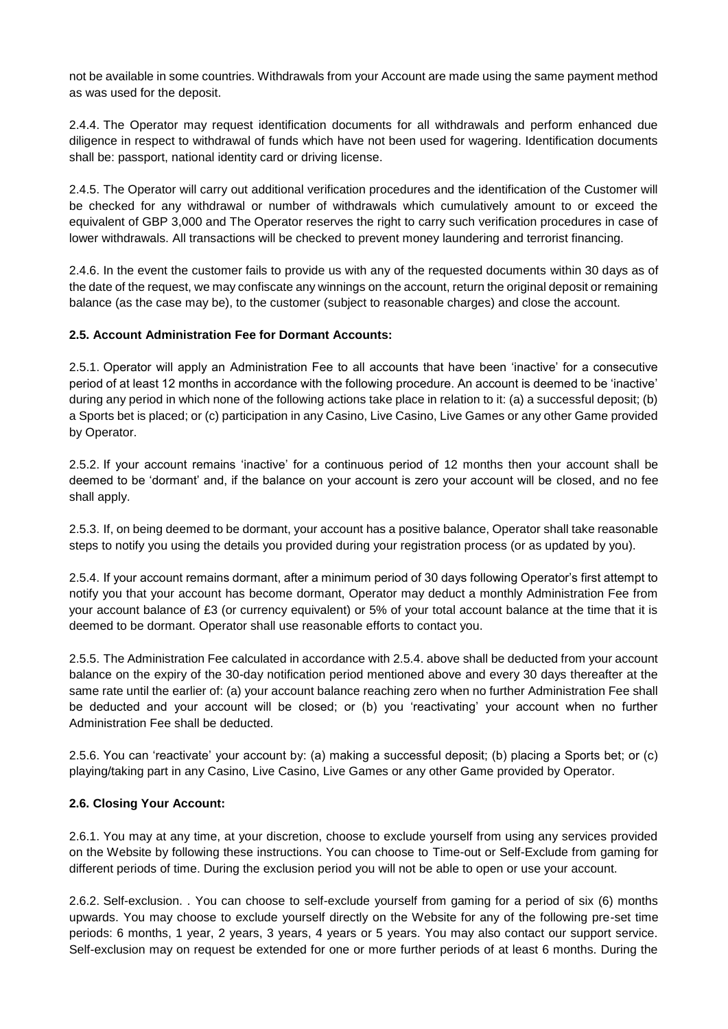not be available in some countries. Withdrawals from your Account are made using the same payment method as was used for the deposit.

2.4.4. The Operator may request identification documents for all withdrawals and perform enhanced due diligence in respect to withdrawal of funds which have not been used for wagering. Identification documents shall be: passport, national identity card or driving license.

2.4.5. The Operator will carry out additional verification procedures and the identification of the Customer will be checked for any withdrawal or number of withdrawals which cumulatively amount to or exceed the equivalent of GBP 3,000 and The Operator reserves the right to carry such verification procedures in case of lower withdrawals. All transactions will be checked to prevent money laundering and terrorist financing.

2.4.6. In the event the customer fails to provide us with any of the requested documents within 30 days as of the date of the request, we may confiscate any winnings on the account, return the original deposit or remaining balance (as the case may be), to the customer (subject to reasonable charges) and close the account.

**2.5. Account Administration Fee for Dormant Accounts:**

2.5.1. Operator will apply an Administration Fee to all accounts that have been 'inactive' for a consecutive period of at least 12 months in accordance with the following procedure. An account is deemed to be 'inactive' during any period in which none of the following actions take place in relation to it: (a) a successful deposit; (b) a Sports bet is placed; or (c) participation in any Casino, Live Casino, Live Games or any other Game provided by Operator.

2.5.2. If your account remains 'inactive' for a continuous period of 12 months then your account shall be deemed to be 'dormant' and, if the balance on your account is zero your account will be closed, and no fee shall apply.

2.5.3. If, on being deemed to be dormant, your account has a positive balance, Operator shall take reasonable steps to notify you using the details you provided during your registration process (or as updated by you).

2.5.4. If your account remains dormant, after a minimum period of 30 days following Operator's first attempt to notify you that your account has become dormant, Operator may deduct a monthly Administration Fee from your account balance of £3 (or currency equivalent) or 5% of your total account balance at the time that it is deemed to be dormant. Operator shall use reasonable efforts to contact you.

2.5.5. The Administration Fee calculated in accordance with 2.5.4. above shall be deducted from your account balance on the expiry of the 30-day notification period mentioned above and every 30 days thereafter at the same rate until the earlier of: (a) your account balance reaching zero when no further Administration Fee shall be deducted and your account will be closed; or (b) you 'reactivating' your account when no further Administration Fee shall be deducted.

2.5.6. You can 'reactivate' your account by: (a) making a successful deposit; (b) placing a Sports bet; or (c) playing/taking part in any Casino, Live Casino, Live Games or any other Game provided by Operator.

**2.6. Closing Your Account:**

2.6.1. You may at any time, at your discretion, choose to exclude yourself from using any services provided on the Website by following these instructions. You can choose to Time-out or Self-Exclude from gaming for different periods of time. During the exclusion period you will not be able to open or use your account.

2.6.2. Self-exclusion. . You can choose to self-exclude yourself from gaming for a period of six (6) months upwards. You may choose to exclude yourself directly on the Website for any of the following pre-set time periods: 6 months, 1 year, 2 years, 3 years, 4 years or 5 years. You may also contact our support service. Self-exclusion may on request be extended for one or more further periods of at least 6 months. During the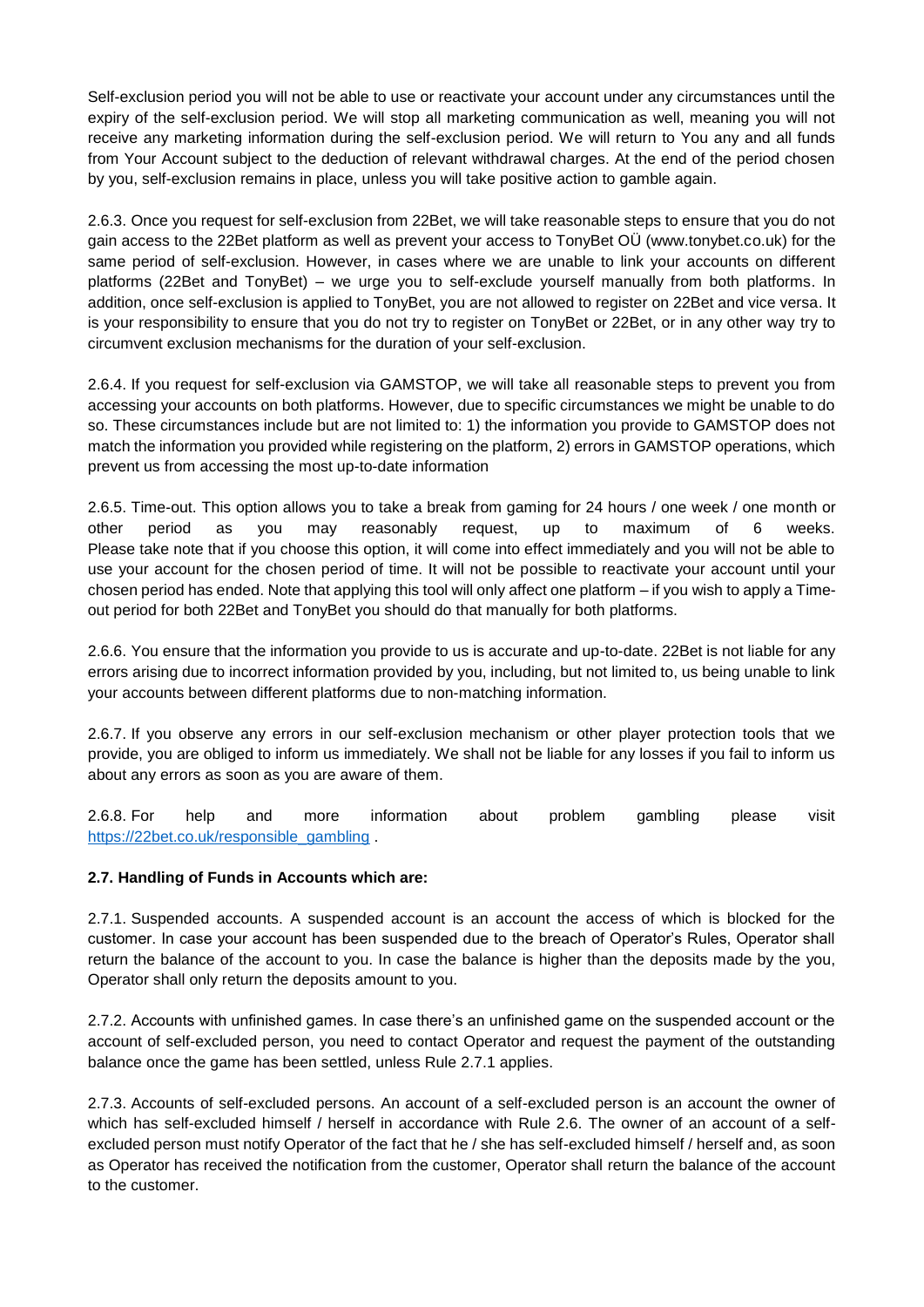Self-exclusion period you will not be able to use or reactivate your account under any circumstances until the expiry of the self-exclusion period. We will stop all marketing communication as well, meaning you will not receive any marketing information during the self-exclusion period. We will return to You any and all funds from Your Account subject to the deduction of relevant withdrawal charges. At the end of the period chosen by you, self-exclusion remains in place, unless you will take positive action to gamble again.

2.6.3. Once you request for self-exclusion from 22Bet, we will take reasonable steps to ensure that you do not gain access to the 22Bet platform as well as prevent your access to TonyBet OÜ (www.tonybet.co.uk) for the same period of self-exclusion. However, in cases where we are unable to link your accounts on different platforms (22Bet and TonyBet) – we urge you to self-exclude yourself manually from both platforms. In addition, once self-exclusion is applied to TonyBet, you are not allowed to register on 22Bet and vice versa. It is your responsibility to ensure that you do not try to register on TonyBet or 22Bet, or in any other way try to circumvent exclusion mechanisms for the duration of your self-exclusion.

2.6.4. If you request for self-exclusion via GAMSTOP, we will take all reasonable steps to prevent you from accessing your accounts on both platforms. However, due to specific circumstances we might be unable to do so. These circumstances include but are not limited to: 1) the information you provide to GAMSTOP does not match the information you provided while registering on the platform, 2) errors in GAMSTOP operations, which prevent us from accessing the most up-to-date information

2.6.5. Time-out. This option allows you to take a break from gaming for 24 hours / one week / one month or other period as you may reasonably request, up to maximum of 6 weeks. Please take note that if you choose this option, it will come into effect immediately and you will not be able to use your account for the chosen period of time. It will not be possible to reactivate your account until your chosen period has ended. Note that applying this tool will only affect one platform – if you wish to apply a Time-out period for both 22Bet and TonyBet you should do that manually for both platforms.

2.6.6. You ensure that the information you provide to us is accurate and up-to-date. 22Bet is not liable for any errors arising due to incorrect information provided by you, including, but not limited to, us being unable to link your accounts between different platforms due to non-matching information.

2.6.7. If you observe any errors in our self-exclusion mechanism or other player protection tools that we provide, you are obliged to inform us immediately. We shall not be liable for any losses if you fail to inform us about any errors as soon as you are aware of them.

2.6.8. For help and more information about problem gambling please visit [https://22bet.co.uk/responsible_gambling](https://22bet.co.uk/responsible_gambling) .

**2.7. Handling of Funds in Accounts which are:**

2.7.1. Suspended accounts. A suspended account is an account the access of which is blocked for the customer. In case your account has been suspended due to the breach of Operator's Rules, Operator shall return the balance of the account to you. In case the balance is higher than the deposits made by the you, Operator shall only return the deposits amount to you.

2.7.2. Accounts with unfinished games. In case there's an unfinished game on the suspended account or the account of self-excluded person, you need to contact Operator and request the payment of the outstanding balance once the game has been settled, unless Rule 2.7.1 applies.

2.7.3. Accounts of self-excluded persons. An account of a self-excluded person is an account the owner of which has self-excluded himself / herself in accordance with Rule 2.6. The owner of an account of a self-excluded person must notify Operator of the fact that he / she has self-excluded himself / herself and, as soon as Operator has received the notification from the customer, Operator shall return the balance of the account to the customer.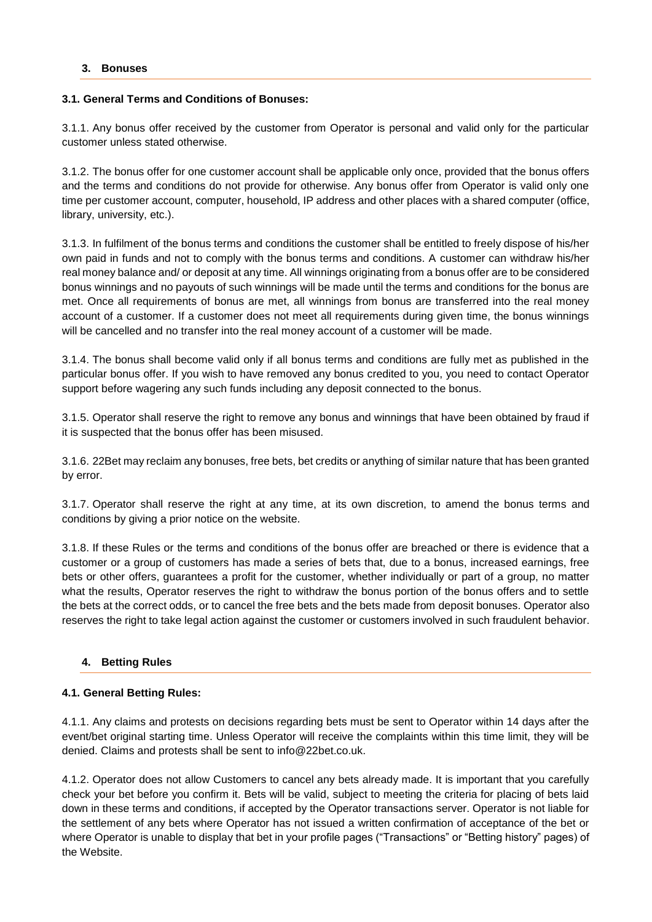## 3. Bonuses

### 3.1. General Terms and Conditions of Bonuses:

3.1.1. Any bonus offer received by the customer from Operator is personal and valid only for the particular customer unless stated otherwise.

3.1.2. The bonus offer for one customer account shall be applicable only once, provided that the bonus offers and the terms and conditions do not provide for otherwise. Any bonus offer from Operator is valid only one time per customer account, computer, household, IP address and other places with a shared computer (office, library, university, etc.).

3.1.3. In fulfilment of the bonus terms and conditions the customer shall be entitled to freely dispose of his/her own paid in funds and not to comply with the bonus terms and conditions. A customer can withdraw his/her real money balance and/ or deposit at any time. All winnings originating from a bonus offer are to be considered bonus winnings and no payouts of such winnings will be made until the terms and conditions for the bonus are met. Once all requirements of bonus are met, all winnings from bonus are transferred into the real money account of a customer. If a customer does not meet all requirements during given time, the bonus winnings will be cancelled and no transfer into the real money account of a customer will be made.

3.1.4. The bonus shall become valid only if all bonus terms and conditions are fully met as published in the particular bonus offer. If you wish to have removed any bonus credited to you, you need to contact Operator support before wagering any such funds including any deposit connected to the bonus.

3.1.5. Operator shall reserve the right to remove any bonus and winnings that have been obtained by fraud if it is suspected that the bonus offer has been misused.

3.1.6. 22Bet may reclaim any bonuses, free bets, bet credits or anything of similar nature that has been granted by error.

3.1.7. Operator shall reserve the right at any time, at its own discretion, to amend the bonus terms and conditions by giving a prior notice on the website.

3.1.8. If these Rules or the terms and conditions of the bonus offer are breached or there is evidence that a customer or a group of customers has made a series of bets that, due to a bonus, increased earnings, free bets or other offers, guarantees a profit for the customer, whether individually or part of a group, no matter what the results, Operator reserves the right to withdraw the bonus portion of the bonus offers and to settle the bets at the correct odds, or to cancel the free bets and the bets made from deposit bonuses. Operator also reserves the right to take legal action against the customer or customers involved in such fraudulent behavior.

## 4. Betting Rules

### 4.1. General Betting Rules:

4.1.1. Any claims and protests on decisions regarding bets must be sent to Operator within 14 days after the event/bet original starting time. Unless Operator will receive the complaints within this time limit, they will be denied. Claims and protests shall be sent to info@22bet.co.uk.

4.1.2. Operator does not allow Customers to cancel any bets already made. It is important that you carefully check your bet before you confirm it. Bets will be valid, subject to meeting the criteria for placing of bets laid down in these terms and conditions, if accepted by the Operator transactions server. Operator is not liable for the settlement of any bets where Operator has not issued a written confirmation of acceptance of the bet or where Operator is unable to display that bet in your profile pages ("Transactions" or "Betting history" pages) of the Website.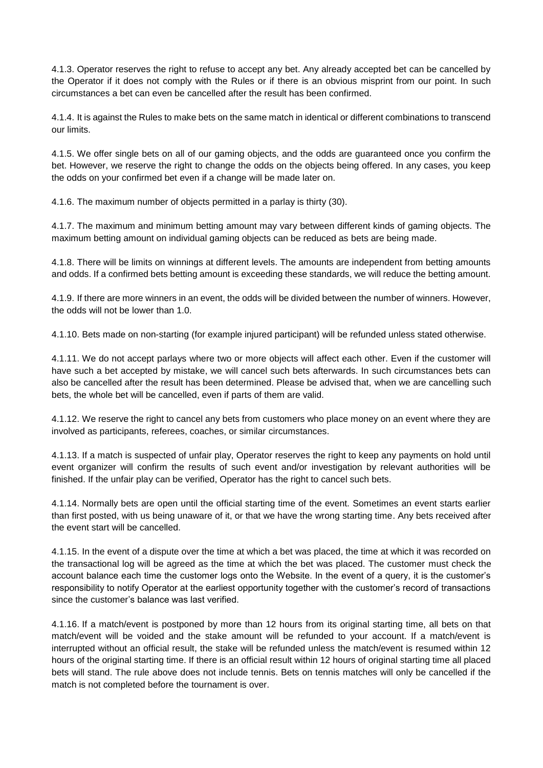4.1.3. Operator reserves the right to refuse to accept any bet. Any already accepted bet can be cancelled by the Operator if it does not comply with the Rules or if there is an obvious misprint from our point. In such circumstances a bet can even be cancelled after the result has been confirmed.

4.1.4. It is against the Rules to make bets on the same match in identical or different combinations to transcend our limits.

4.1.5. We offer single bets on all of our gaming objects, and the odds are guaranteed once you confirm the bet. However, we reserve the right to change the odds on the objects being offered. In any cases, you keep the odds on your confirmed bet even if a change will be made later on.

4.1.6. The maximum number of objects permitted in a parlay is thirty (30).

4.1.7. The maximum and minimum betting amount may vary between different kinds of gaming objects. The maximum betting amount on individual gaming objects can be reduced as bets are being made.

4.1.8. There will be limits on winnings at different levels. The amounts are independent from betting amounts and odds. If a confirmed bets betting amount is exceeding these standards, we will reduce the betting amount.

4.1.9. If there are more winners in an event, the odds will be divided between the number of winners. However, the odds will not be lower than 1.0.

4.1.10. Bets made on non-starting (for example injured participant) will be refunded unless stated otherwise.

4.1.11. We do not accept parlays where two or more objects will affect each other. Even if the customer will have such a bet accepted by mistake, we will cancel such bets afterwards. In such circumstances bets can also be cancelled after the result has been determined. Please be advised that, when we are cancelling such bets, the whole bet will be cancelled, even if parts of them are valid.

4.1.12. We reserve the right to cancel any bets from customers who place money on an event where they are involved as participants, referees, coaches, or similar circumstances.

4.1.13. If a match is suspected of unfair play, Operator reserves the right to keep any payments on hold until event organizer will confirm the results of such event and/or investigation by relevant authorities will be finished. If the unfair play can be verified, Operator has the right to cancel such bets.

4.1.14. Normally bets are open until the official starting time of the event. Sometimes an event starts earlier than first posted, with us being unaware of it, or that we have the wrong starting time. Any bets received after the event start will be cancelled.

4.1.15. In the event of a dispute over the time at which a bet was placed, the time at which it was recorded on the transactional log will be agreed as the time at which the bet was placed. The customer must check the account balance each time the customer logs onto the Website. In the event of a query, it is the customer's responsibility to notify Operator at the earliest opportunity together with the customer's record of transactions since the customer's balance was last verified.

4.1.16. If a match/event is postponed by more than 12 hours from its original starting time, all bets on that match/event will be voided and the stake amount will be refunded to your account. If a match/event is interrupted without an official result, the stake will be refunded unless the match/event is resumed within 12 hours of the original starting time. If there is an official result within 12 hours of original starting time all placed bets will stand. The rule above does not include tennis. Bets on tennis matches will only be cancelled if the match is not completed before the tournament is over.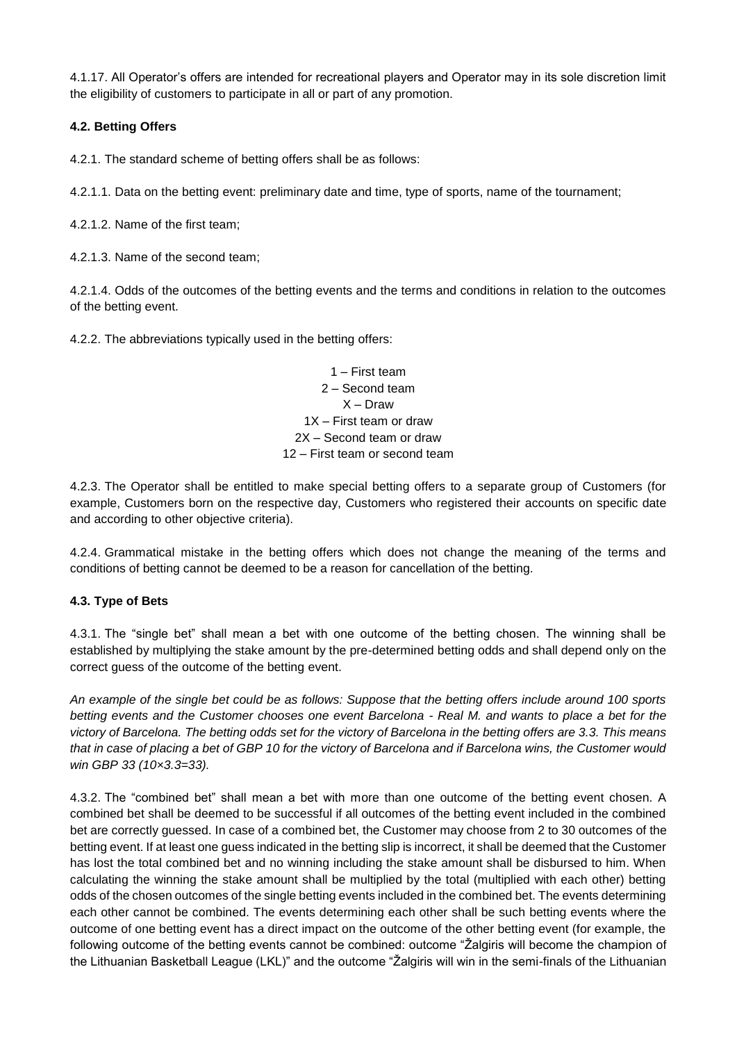4.1.17. All Operator's offers are intended for recreational players and Operator may in its sole discretion limit the eligibility of customers to participate in all or part of any promotion.

### 4.2. Betting Offers

4.2.1. The standard scheme of betting offers shall be as follows:

4.2.1.1. Data on the betting event: preliminary date and time, type of sports, name of the tournament;

4.2.1.2. Name of the first team;

4.2.1.3. Name of the second team;

4.2.1.4. Odds of the outcomes of the betting events and the terms and conditions in relation to the outcomes of the betting event.

4.2.2. The abbreviations typically used in the betting offers:

1 – First team
2 – Second team
X – Draw
1X – First team or draw
2X – Second team or draw
12 – First team or second team

4.2.3. The Operator shall be entitled to make special betting offers to a separate group of Customers (for example, Customers born on the respective day, Customers who registered their accounts on specific date and according to other objective criteria).

4.2.4. Grammatical mistake in the betting offers which does not change the meaning of the terms and conditions of betting cannot be deemed to be a reason for cancellation of the betting.

### 4.3. Type of Bets

4.3.1. The "single bet" shall mean a bet with one outcome of the betting chosen. The winning shall be established by multiplying the stake amount by the pre-determined betting odds and shall depend only on the correct guess of the outcome of the betting event.

*An example of the single bet could be as follows: Suppose that the betting offers include around 100 sports betting events and the Customer chooses one event Barcelona - Real M. and wants to place a bet for the victory of Barcelona. The betting odds set for the victory of Barcelona in the betting offers are 3.3. This means that in case of placing a bet of GBP 10 for the victory of Barcelona and if Barcelona wins, the Customer would win GBP 33 (10×3.3=33).*

4.3.2. The "combined bet" shall mean a bet with more than one outcome of the betting event chosen. A combined bet shall be deemed to be successful if all outcomes of the betting event included in the combined bet are correctly guessed. In case of a combined bet, the Customer may choose from 2 to 30 outcomes of the betting event. If at least one guess indicated in the betting slip is incorrect, it shall be deemed that the Customer has lost the total combined bet and no winning including the stake amount shall be disbursed to him. When calculating the winning the stake amount shall be multiplied by the total (multiplied with each other) betting odds of the chosen outcomes of the single betting events included in the combined bet. The events determining each other cannot be combined. The events determining each other shall be such betting events where the outcome of one betting event has a direct impact on the outcome of the other betting event (for example, the following outcome of the betting events cannot be combined: outcome "Žalgiris will become the champion of the Lithuanian Basketball League (LKL)" and the outcome "Žalgiris will win in the semi-finals of the Lithuanian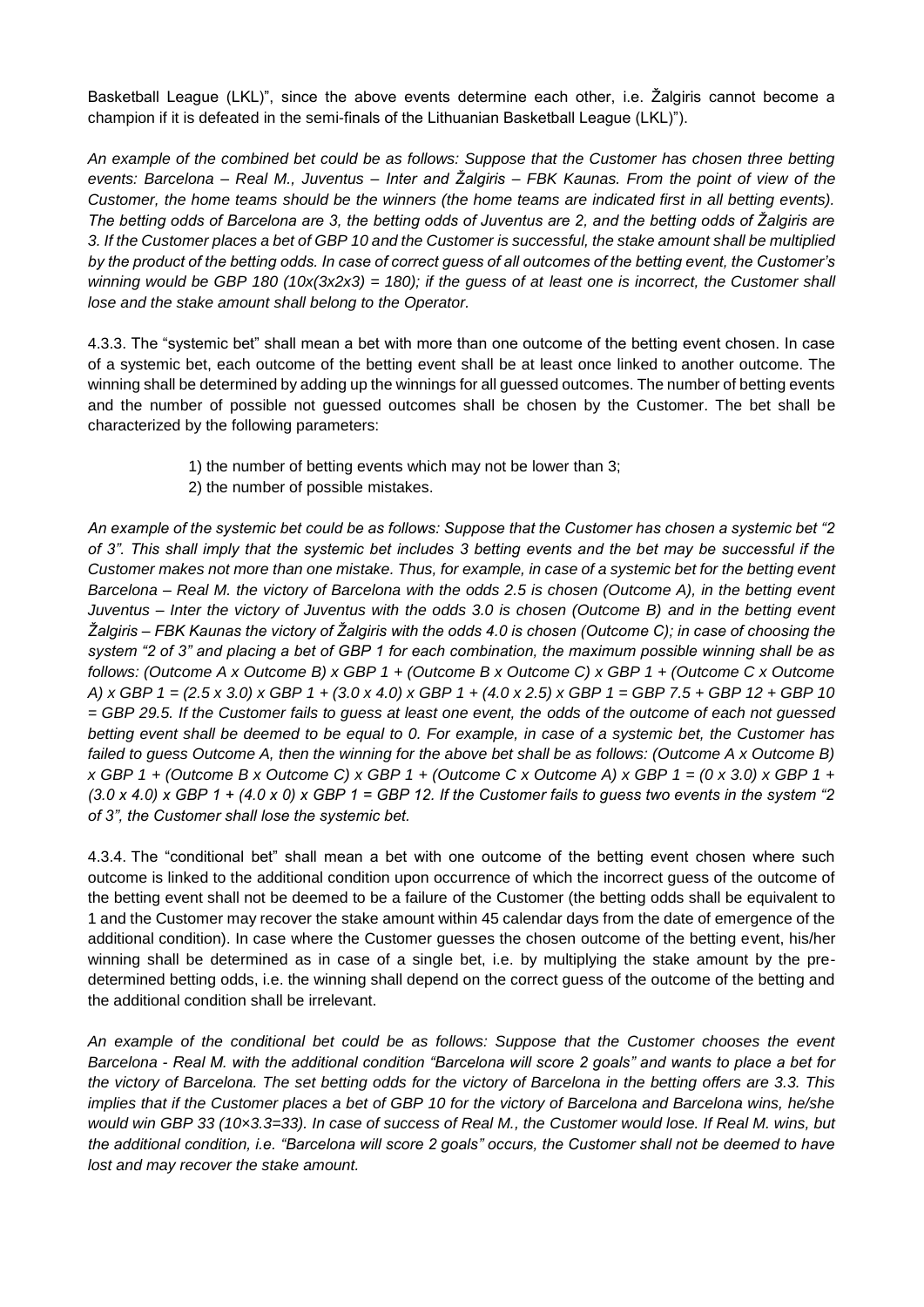Basketball League (LKL)", since the above events determine each other, i.e. Žalgiris cannot become a champion if it is defeated in the semi-finals of the Lithuanian Basketball League (LKL)").

*An example of the combined bet could be as follows: Suppose that the Customer has chosen three betting events: Barcelona – Real M., Juventus – Inter and Žalgiris – FBK Kaunas. From the point of view of the Customer, the home teams should be the winners (the home teams are indicated first in all betting events). The betting odds of Barcelona are 3, the betting odds of Juventus are 2, and the betting odds of Žalgiris are 3. If the Customer places a bet of GBP 10 and the Customer is successful, the stake amount shall be multiplied by the product of the betting odds. In case of correct guess of all outcomes of the betting event, the Customer's winning would be GBP 180 (10x(3x2x3) = 180); if the guess of at least one is incorrect, the Customer shall lose and the stake amount shall belong to the Operator.*

4.3.3. The "systemic bet" shall mean a bet with more than one outcome of the betting event chosen. In case of a systemic bet, each outcome of the betting event shall be at least once linked to another outcome. The winning shall be determined by adding up the winnings for all guessed outcomes. The number of betting events and the number of possible not guessed outcomes shall be chosen by the Customer. The bet shall be characterized by the following parameters:

1) the number of betting events which may not be lower than 3;
2) the number of possible mistakes.

*An example of the systemic bet could be as follows: Suppose that the Customer has chosen a systemic bet "2 of 3". This shall imply that the systemic bet includes 3 betting events and the bet may be successful if the Customer makes not more than one mistake. Thus, for example, in case of a systemic bet for the betting event Barcelona – Real M. the victory of Barcelona with the odds 2.5 is chosen (Outcome A), in the betting event Juventus – Inter the victory of Juventus with the odds 3.0 is chosen (Outcome B) and in the betting event Žalgiris – FBK Kaunas the victory of Žalgiris with the odds 4.0 is chosen (Outcome C); in case of choosing the system "2 of 3" and placing a bet of GBP 1 for each combination, the maximum possible winning shall be as follows: (Outcome A x Outcome B) x GBP 1 + (Outcome B x Outcome C) x GBP 1 + (Outcome C x Outcome A) x GBP 1 = (2.5 x 3.0) x GBP 1 + (3.0 x 4.0) x GBP 1 + (4.0 x 2.5) x GBP 1 = GBP 7.5 + GBP 12 + GBP 10 = GBP 29.5. If the Customer fails to guess at least one event, the odds of the outcome of each not guessed betting event shall be deemed to be equal to 0. For example, in case of a systemic bet, the Customer has failed to guess Outcome A, then the winning for the above bet shall be as follows: (Outcome A x Outcome B) x GBP 1 + (Outcome B x Outcome C) x GBP 1 + (Outcome C x Outcome A) x GBP 1 = (0 x 3.0) x GBP 1 + (3.0 x 4.0) x GBP 1 + (4.0 x 0) x GBP 1 = GBP 12. If the Customer fails to guess two events in the system "2 of 3", the Customer shall lose the systemic bet.*

4.3.4. The "conditional bet" shall mean a bet with one outcome of the betting event chosen where such outcome is linked to the additional condition upon occurrence of which the incorrect guess of the outcome of the betting event shall not be deemed to be a failure of the Customer (the betting odds shall be equivalent to 1 and the Customer may recover the stake amount within 45 calendar days from the date of emergence of the additional condition). In case where the Customer guesses the chosen outcome of the betting event, his/her winning shall be determined as in case of a single bet, i.e. by multiplying the stake amount by the pre-determined betting odds, i.e. the winning shall depend on the correct guess of the outcome of the betting and the additional condition shall be irrelevant.

*An example of the conditional bet could be as follows: Suppose that the Customer chooses the event Barcelona - Real M. with the additional condition "Barcelona will score 2 goals" and wants to place a bet for the victory of Barcelona. The set betting odds for the victory of Barcelona in the betting offers are 3.3. This implies that if the Customer places a bet of GBP 10 for the victory of Barcelona and Barcelona wins, he/she would win GBP 33 (10×3.3=33). In case of success of Real M., the Customer would lose. If Real M. wins, but the additional condition, i.e. "Barcelona will score 2 goals" occurs, the Customer shall not be deemed to have lost and may recover the stake amount.*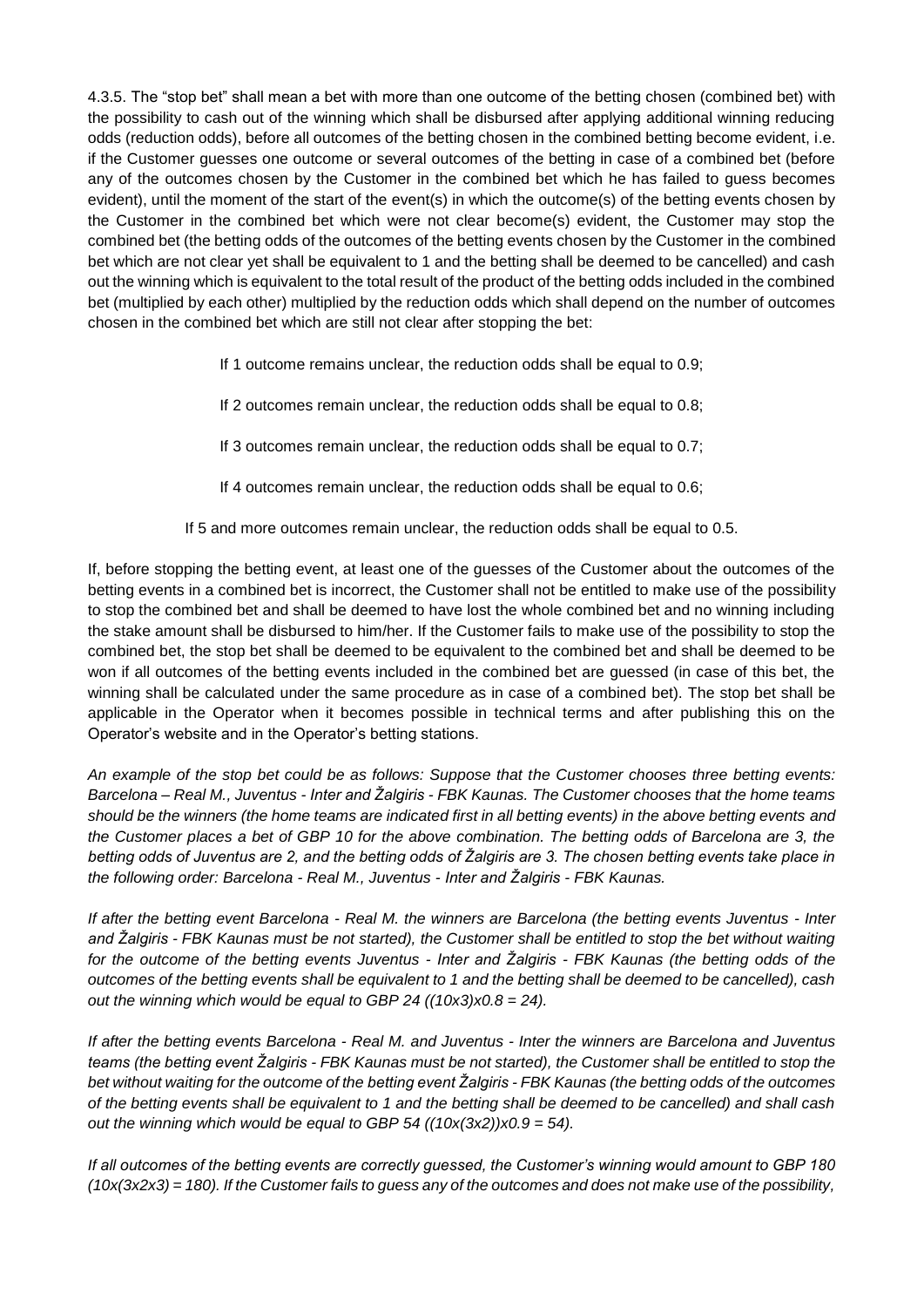4.3.5. The "stop bet" shall mean a bet with more than one outcome of the betting chosen (combined bet) with the possibility to cash out of the winning which shall be disbursed after applying additional winning reducing odds (reduction odds), before all outcomes of the betting chosen in the combined betting become evident, i.e. if the Customer guesses one outcome or several outcomes of the betting in case of a combined bet (before any of the outcomes chosen by the Customer in the combined bet which he has failed to guess becomes evident), until the moment of the start of the event(s) in which the outcome(s) of the betting events chosen by the Customer in the combined bet which were not clear become(s) evident, the Customer may stop the combined bet (the betting odds of the outcomes of the betting events chosen by the Customer in the combined bet which are not clear yet shall be equivalent to 1 and the betting shall be deemed to be cancelled) and cash out the winning which is equivalent to the total result of the product of the betting odds included in the combined bet (multiplied by each other) multiplied by the reduction odds which shall depend on the number of outcomes chosen in the combined bet which are still not clear after stopping the bet:

If 1 outcome remains unclear, the reduction odds shall be equal to 0.9;

If 2 outcomes remain unclear, the reduction odds shall be equal to 0.8;

If 3 outcomes remain unclear, the reduction odds shall be equal to 0.7;

If 4 outcomes remain unclear, the reduction odds shall be equal to 0.6;

If 5 and more outcomes remain unclear, the reduction odds shall be equal to 0.5.

If, before stopping the betting event, at least one of the guesses of the Customer about the outcomes of the betting events in a combined bet is incorrect, the Customer shall not be entitled to make use of the possibility to stop the combined bet and shall be deemed to have lost the whole combined bet and no winning including the stake amount shall be disbursed to him/her. If the Customer fails to make use of the possibility to stop the combined bet, the stop bet shall be deemed to be equivalent to the combined bet and shall be deemed to be won if all outcomes of the betting events included in the combined bet are guessed (in case of this bet, the winning shall be calculated under the same procedure as in case of a combined bet). The stop bet shall be applicable in the Operator when it becomes possible in technical terms and after publishing this on the Operator's website and in the Operator's betting stations.

*An example of the stop bet could be as follows: Suppose that the Customer chooses three betting events: Barcelona – Real M., Juventus - Inter and Žalgiris - FBK Kaunas. The Customer chooses that the home teams should be the winners (the home teams are indicated first in all betting events) in the above betting events and the Customer places a bet of GBP 10 for the above combination. The betting odds of Barcelona are 3, the betting odds of Juventus are 2, and the betting odds of Žalgiris are 3. The chosen betting events take place in the following order: Barcelona - Real M., Juventus - Inter and Žalgiris - FBK Kaunas.*

*If after the betting event Barcelona - Real M. the winners are Barcelona (the betting events Juventus - Inter and Žalgiris - FBK Kaunas must be not started), the Customer shall be entitled to stop the bet without waiting for the outcome of the betting events Juventus - Inter and Žalgiris - FBK Kaunas (the betting odds of the outcomes of the betting events shall be equivalent to 1 and the betting shall be deemed to be cancelled), cash out the winning which would be equal to GBP 24 ((10x3)x0.8 = 24).*

*If after the betting events Barcelona - Real M. and Juventus - Inter the winners are Barcelona and Juventus teams (the betting event Žalgiris - FBK Kaunas must be not started), the Customer shall be entitled to stop the bet without waiting for the outcome of the betting event Žalgiris - FBK Kaunas (the betting odds of the outcomes of the betting events shall be equivalent to 1 and the betting shall be deemed to be cancelled) and shall cash out the winning which would be equal to GBP 54 ((10x(3x2))x0.9 = 54).*

*If all outcomes of the betting events are correctly guessed, the Customer's winning would amount to GBP 180 (10x(3x2x3) = 180). If the Customer fails to guess any of the outcomes and does not make use of the possibility,*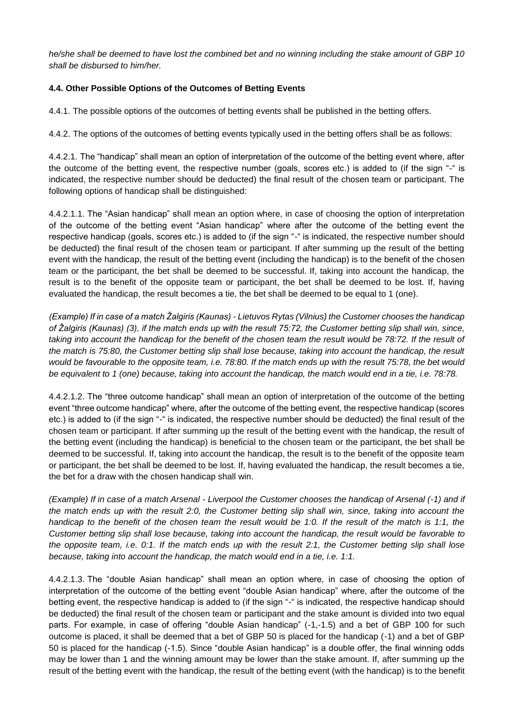*he/she shall be deemed to have lost the combined bet and no winning including the stake amount of GBP 10 shall be disbursed to him/her.*

**4.4. Other Possible Options of the Outcomes of Betting Events**

4.4.1. The possible options of the outcomes of betting events shall be published in the betting offers.

4.4.2. The options of the outcomes of betting events typically used in the betting offers shall be as follows:

4.4.2.1. The "handicap" shall mean an option of interpretation of the outcome of the betting event where, after the outcome of the betting event, the respective number (goals, scores etc.) is added to (if the sign "-" is indicated, the respective number should be deducted) the final result of the chosen team or participant. The following options of handicap shall be distinguished:

4.4.2.1.1. The "Asian handicap" shall mean an option where, in case of choosing the option of interpretation of the outcome of the betting event "Asian handicap" where after the outcome of the betting event the respective handicap (goals, scores etc.) is added to (if the sign "-" is indicated, the respective number should be deducted) the final result of the chosen team or participant. If after summing up the result of the betting event with the handicap, the result of the betting event (including the handicap) is to the benefit of the chosen team or the participant, the bet shall be deemed to be successful. If, taking into account the handicap, the result is to the benefit of the opposite team or participant, the bet shall be deemed to be lost. If, having evaluated the handicap, the result becomes a tie, the bet shall be deemed to be equal to 1 (one).

*(Example) If in case of a match Žalgiris (Kaunas) - Lietuvos Rytas (Vilnius) the Customer chooses the handicap of Žalgiris (Kaunas) (3), if the match ends up with the result 75:72, the Customer betting slip shall win, since, taking into account the handicap for the benefit of the chosen team the result would be 78:72. If the result of the match is 75:80, the Customer betting slip shall lose because, taking into account the handicap, the result would be favourable to the opposite team, i.e. 78:80. If the match ends up with the result 75:78, the bet would be equivalent to 1 (one) because, taking into account the handicap, the match would end in a tie, i.e. 78:78.*

4.4.2.1.2. The "three outcome handicap" shall mean an option of interpretation of the outcome of the betting event "three outcome handicap" where, after the outcome of the betting event, the respective handicap (scores etc.) is added to (if the sign "-" is indicated, the respective number should be deducted) the final result of the chosen team or participant. If after summing up the result of the betting event with the handicap, the result of the betting event (including the handicap) is beneficial to the chosen team or the participant, the bet shall be deemed to be successful. If, taking into account the handicap, the result is to the benefit of the opposite team or participant, the bet shall be deemed to be lost. If, having evaluated the handicap, the result becomes a tie, the bet for a draw with the chosen handicap shall win.

*(Example) If in case of a match Arsenal - Liverpool the Customer chooses the handicap of Arsenal (-1) and if the match ends up with the result 2:0, the Customer betting slip shall win, since, taking into account the handicap to the benefit of the chosen team the result would be 1:0. If the result of the match is 1:1, the Customer betting slip shall lose because, taking into account the handicap, the result would be favorable to the opposite team, i.e. 0:1. If the match ends up with the result 2:1, the Customer betting slip shall lose because, taking into account the handicap, the match would end in a tie, i.e. 1:1.*

4.4.2.1.3. The "double Asian handicap" shall mean an option where, in case of choosing the option of interpretation of the outcome of the betting event "double Asian handicap" where, after the outcome of the betting event, the respective handicap is added to (if the sign "-" is indicated, the respective handicap should be deducted) the final result of the chosen team or participant and the stake amount is divided into two equal parts. For example, in case of offering "double Asian handicap" (-1,-1.5) and a bet of GBP 100 for such outcome is placed, it shall be deemed that a bet of GBP 50 is placed for the handicap (-1) and a bet of GBP 50 is placed for the handicap (-1.5). Since "double Asian handicap" is a double offer, the final winning odds may be lower than 1 and the winning amount may be lower than the stake amount. If, after summing up the result of the betting event with the handicap, the result of the betting event (with the handicap) is to the benefit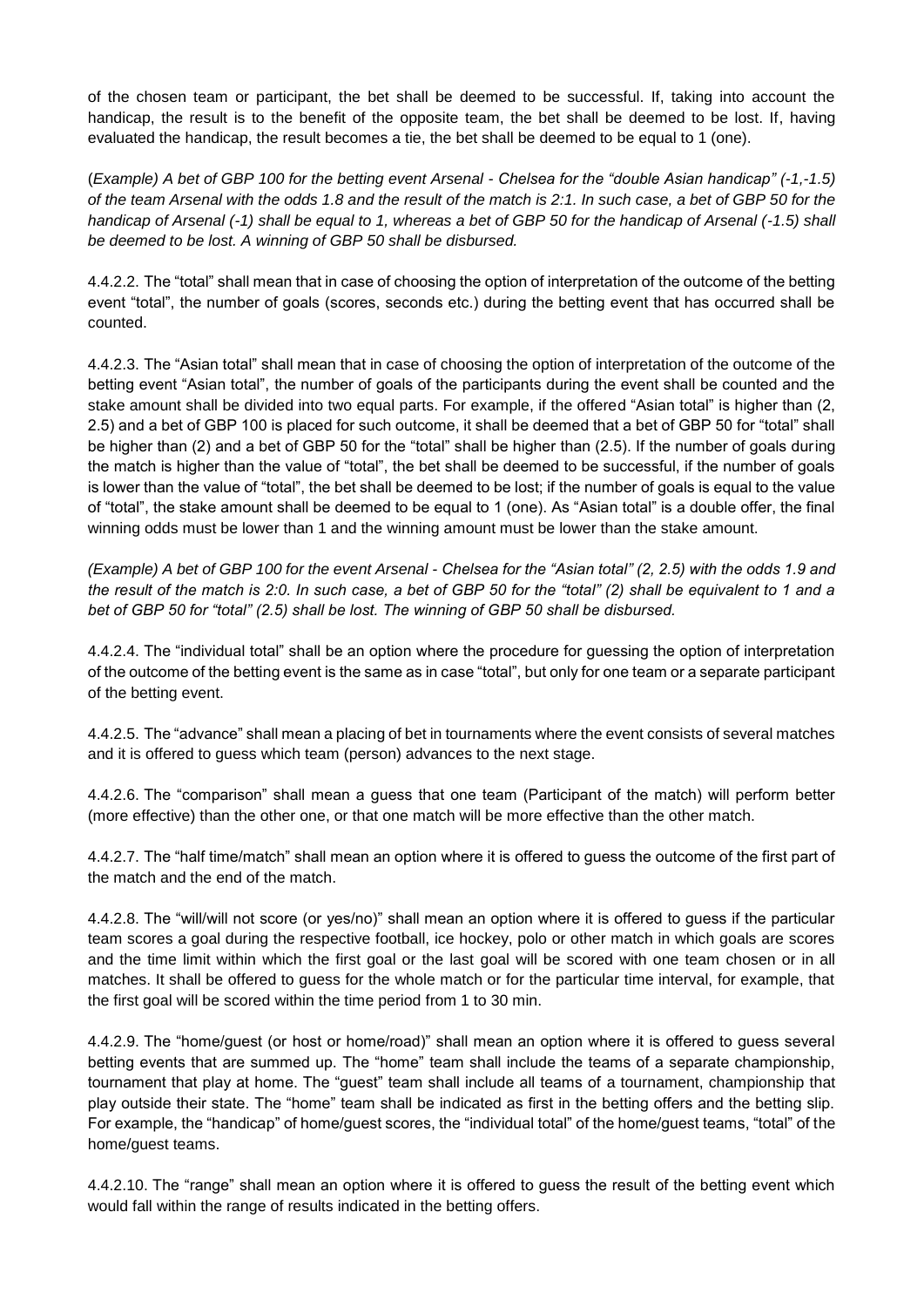of the chosen team or participant, the bet shall be deemed to be successful. If, taking into account the handicap, the result is to the benefit of the opposite team, the bet shall be deemed to be lost. If, having evaluated the handicap, the result becomes a tie, the bet shall be deemed to be equal to 1 (one).

(*Example*) *A bet of GBP 100 for the betting event Arsenal - Chelsea for the "double Asian handicap" (-1,-1.5) of the team Arsenal with the odds 1.8 and the result of the match is 2:1. In such case, a bet of GBP 50 for the handicap of Arsenal (-1) shall be equal to 1, whereas a bet of GBP 50 for the handicap of Arsenal (-1.5) shall be deemed to be lost. A winning of GBP 50 shall be disbursed.*

4.4.2.2. The "total" shall mean that in case of choosing the option of interpretation of the outcome of the betting event "total", the number of goals (scores, seconds etc.) during the betting event that has occurred shall be counted.

4.4.2.3. The "Asian total" shall mean that in case of choosing the option of interpretation of the outcome of the betting event "Asian total", the number of goals of the participants during the event shall be counted and the stake amount shall be divided into two equal parts. For example, if the offered "Asian total" is higher than (2, 2.5) and a bet of GBP 100 is placed for such outcome, it shall be deemed that a bet of GBP 50 for "total" shall be higher than (2) and a bet of GBP 50 for the "total" shall be higher than (2.5). If the number of goals during the match is higher than the value of "total", the bet shall be deemed to be successful, if the number of goals is lower than the value of "total", the bet shall be deemed to be lost; if the number of goals is equal to the value of "total", the stake amount shall be deemed to be equal to 1 (one). As "Asian total" is a double offer, the final winning odds must be lower than 1 and the winning amount must be lower than the stake amount.

*(Example) A bet of GBP 100 for the event Arsenal - Chelsea for the "Asian total" (2, 2.5) with the odds 1.9 and the result of the match is 2:0. In such case, a bet of GBP 50 for the "total" (2) shall be equivalent to 1 and a bet of GBP 50 for "total" (2.5) shall be lost. The winning of GBP 50 shall be disbursed.*

4.4.2.4. The "individual total" shall be an option where the procedure for guessing the option of interpretation of the outcome of the betting event is the same as in case "total", but only for one team or a separate participant of the betting event.

4.4.2.5. The "advance" shall mean a placing of bet in tournaments where the event consists of several matches and it is offered to guess which team (person) advances to the next stage.

4.4.2.6. The "comparison" shall mean a guess that one team (Participant of the match) will perform better (more effective) than the other one, or that one match will be more effective than the other match.

4.4.2.7. The "half time/match" shall mean an option where it is offered to guess the outcome of the first part of the match and the end of the match.

4.4.2.8. The "will/will not score (or yes/no)" shall mean an option where it is offered to guess if the particular team scores a goal during the respective football, ice hockey, polo or other match in which goals are scores and the time limit within which the first goal or the last goal will be scored with one team chosen or in all matches. It shall be offered to guess for the whole match or for the particular time interval, for example, that the first goal will be scored within the time period from 1 to 30 min.

4.4.2.9. The "home/guest (or host or home/road)" shall mean an option where it is offered to guess several betting events that are summed up. The "home" team shall include the teams of a separate championship, tournament that play at home. The "guest" team shall include all teams of a tournament, championship that play outside their state. The "home" team shall be indicated as first in the betting offers and the betting slip. For example, the "handicap" of home/guest scores, the "individual total" of the home/guest teams, "total" of the home/guest teams.

4.4.2.10. The "range" shall mean an option where it is offered to guess the result of the betting event which would fall within the range of results indicated in the betting offers.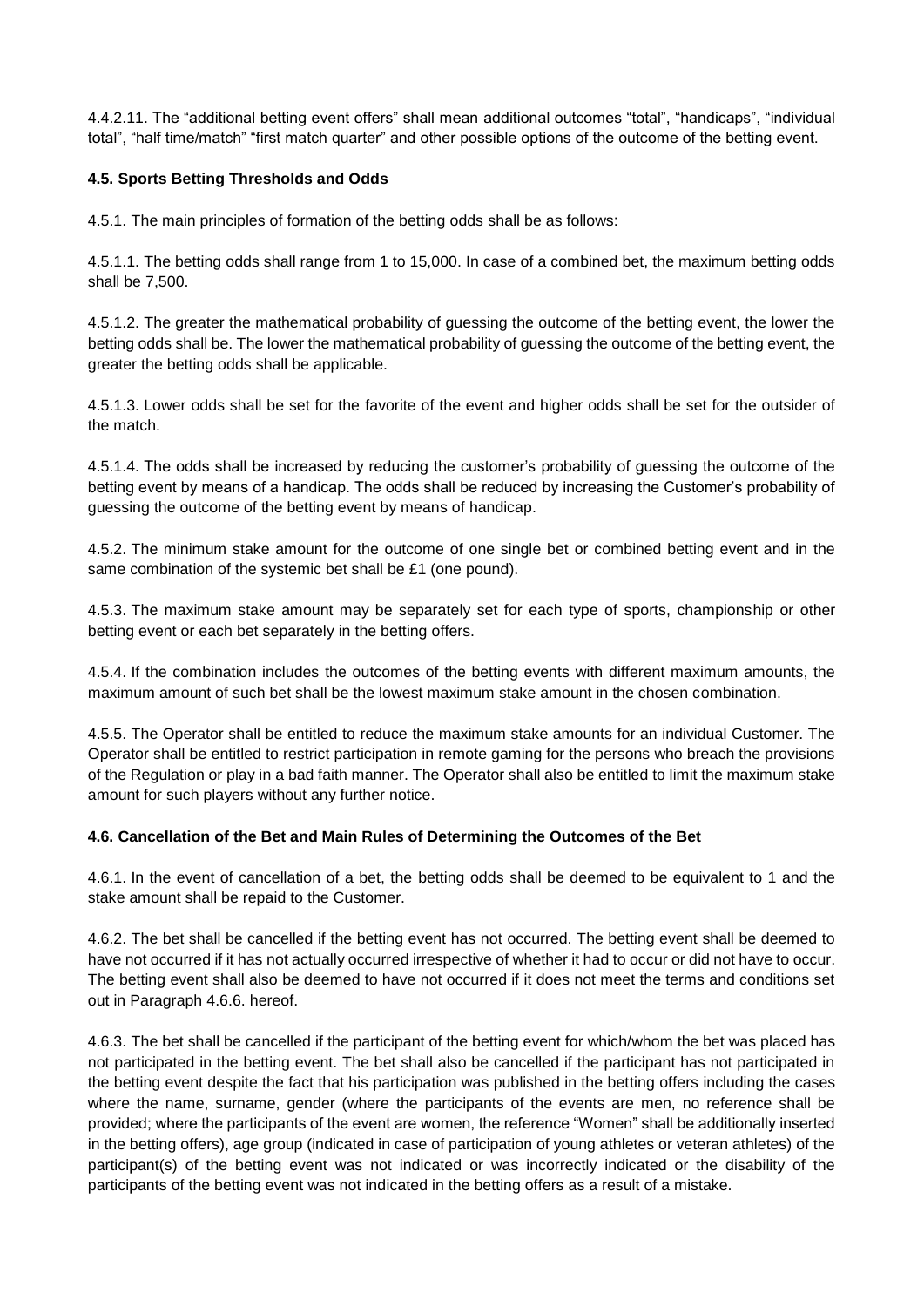4.4.2.11. The “additional betting event offers” shall mean additional outcomes “total”, “handicaps”, “individual total”, “half time/match” “first match quarter” and other possible options of the outcome of the betting event.

### 4.5. Sports Betting Thresholds and Odds

4.5.1. The main principles of formation of the betting odds shall be as follows:

4.5.1.1. The betting odds shall range from 1 to 15,000. In case of a combined bet, the maximum betting odds shall be 7,500.

4.5.1.2. The greater the mathematical probability of guessing the outcome of the betting event, the lower the betting odds shall be. The lower the mathematical probability of guessing the outcome of the betting event, the greater the betting odds shall be applicable.

4.5.1.3. Lower odds shall be set for the favorite of the event and higher odds shall be set for the outsider of the match.

4.5.1.4. The odds shall be increased by reducing the customer’s probability of guessing the outcome of the betting event by means of a handicap. The odds shall be reduced by increasing the Customer’s probability of guessing the outcome of the betting event by means of handicap.

4.5.2. The minimum stake amount for the outcome of one single bet or combined betting event and in the same combination of the systemic bet shall be £1 (one pound).

4.5.3. The maximum stake amount may be separately set for each type of sports, championship or other betting event or each bet separately in the betting offers.

4.5.4. If the combination includes the outcomes of the betting events with different maximum amounts, the maximum amount of such bet shall be the lowest maximum stake amount in the chosen combination.

4.5.5. The Operator shall be entitled to reduce the maximum stake amounts for an individual Customer. The Operator shall be entitled to restrict participation in remote gaming for the persons who breach the provisions of the Regulation or play in a bad faith manner. The Operator shall also be entitled to limit the maximum stake amount for such players without any further notice.

### 4.6. Cancellation of the Bet and Main Rules of Determining the Outcomes of the Bet

4.6.1. In the event of cancellation of a bet, the betting odds shall be deemed to be equivalent to 1 and the stake amount shall be repaid to the Customer.

4.6.2. The bet shall be cancelled if the betting event has not occurred. The betting event shall be deemed to have not occurred if it has not actually occurred irrespective of whether it had to occur or did not have to occur. The betting event shall also be deemed to have not occurred if it does not meet the terms and conditions set out in Paragraph 4.6.6. hereof.

4.6.3. The bet shall be cancelled if the participant of the betting event for which/whom the bet was placed has not participated in the betting event. The bet shall also be cancelled if the participant has not participated in the betting event despite the fact that his participation was published in the betting offers including the cases where the name, surname, gender (where the participants of the events are men, no reference shall be provided; where the participants of the event are women, the reference “Women” shall be additionally inserted in the betting offers), age group (indicated in case of participation of young athletes or veteran athletes) of the participant(s) of the betting event was not indicated or was incorrectly indicated or the disability of the participants of the betting event was not indicated in the betting offers as a result of a mistake.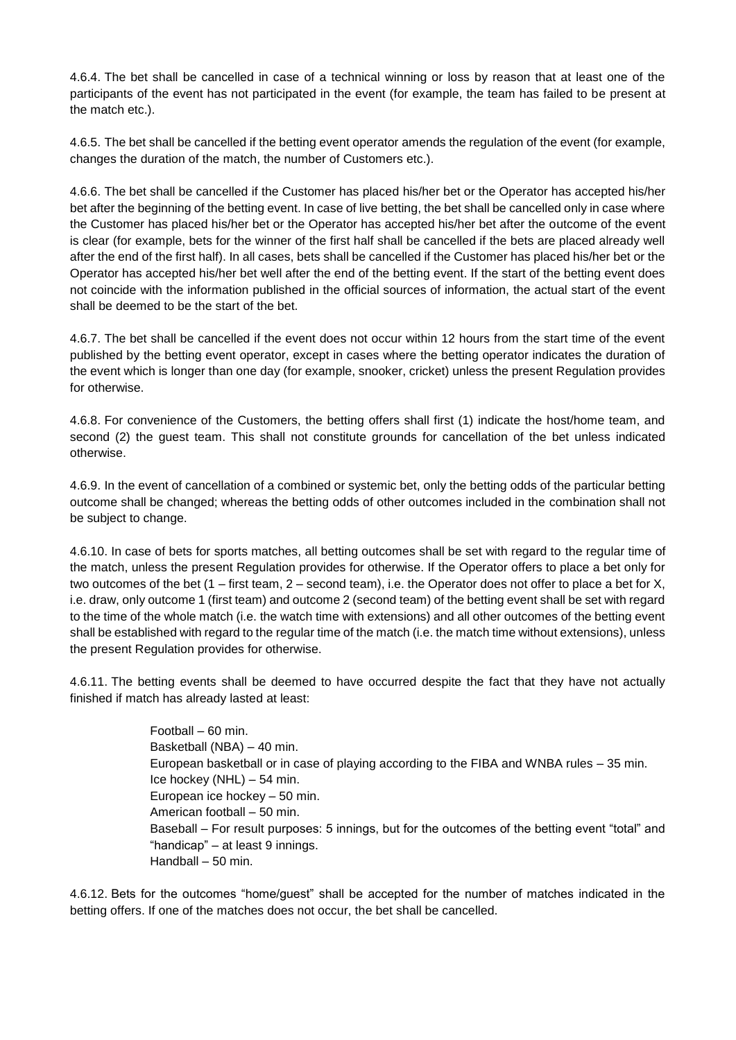4.6.4. The bet shall be cancelled in case of a technical winning or loss by reason that at least one of the participants of the event has not participated in the event (for example, the team has failed to be present at the match etc.).

4.6.5. The bet shall be cancelled if the betting event operator amends the regulation of the event (for example, changes the duration of the match, the number of Customers etc.).

4.6.6. The bet shall be cancelled if the Customer has placed his/her bet or the Operator has accepted his/her bet after the beginning of the betting event. In case of live betting, the bet shall be cancelled only in case where the Customer has placed his/her bet or the Operator has accepted his/her bet after the outcome of the event is clear (for example, bets for the winner of the first half shall be cancelled if the bets are placed already well after the end of the first half). In all cases, bets shall be cancelled if the Customer has placed his/her bet or the Operator has accepted his/her bet well after the end of the betting event. If the start of the betting event does not coincide with the information published in the official sources of information, the actual start of the event shall be deemed to be the start of the bet.

4.6.7. The bet shall be cancelled if the event does not occur within 12 hours from the start time of the event published by the betting event operator, except in cases where the betting operator indicates the duration of the event which is longer than one day (for example, snooker, cricket) unless the present Regulation provides for otherwise.

4.6.8. For convenience of the Customers, the betting offers shall first (1) indicate the host/home team, and second (2) the guest team. This shall not constitute grounds for cancellation of the bet unless indicated otherwise.

4.6.9. In the event of cancellation of a combined or systemic bet, only the betting odds of the particular betting outcome shall be changed; whereas the betting odds of other outcomes included in the combination shall not be subject to change.

4.6.10. In case of bets for sports matches, all betting outcomes shall be set with regard to the regular time of the match, unless the present Regulation provides for otherwise. If the Operator offers to place a bet only for two outcomes of the bet (1 – first team, 2 – second team), i.e. the Operator does not offer to place a bet for X, i.e. draw, only outcome 1 (first team) and outcome 2 (second team) of the betting event shall be set with regard to the time of the whole match (i.e. the watch time with extensions) and all other outcomes of the betting event shall be established with regard to the regular time of the match (i.e. the match time without extensions), unless the present Regulation provides for otherwise.

4.6.11. The betting events shall be deemed to have occurred despite the fact that they have not actually finished if match has already lasted at least:

Football – 60 min.
Basketball (NBA) – 40 min.
European basketball or in case of playing according to the FIBA and WNBA rules – 35 min.
Ice hockey (NHL) – 54 min.
European ice hockey – 50 min.
American football – 50 min.
Baseball – For result purposes: 5 innings, but for the outcomes of the betting event "total" and "handicap" – at least 9 innings.
Handball – 50 min.

4.6.12. Bets for the outcomes "home/guest" shall be accepted for the number of matches indicated in the betting offers. If one of the matches does not occur, the bet shall be cancelled.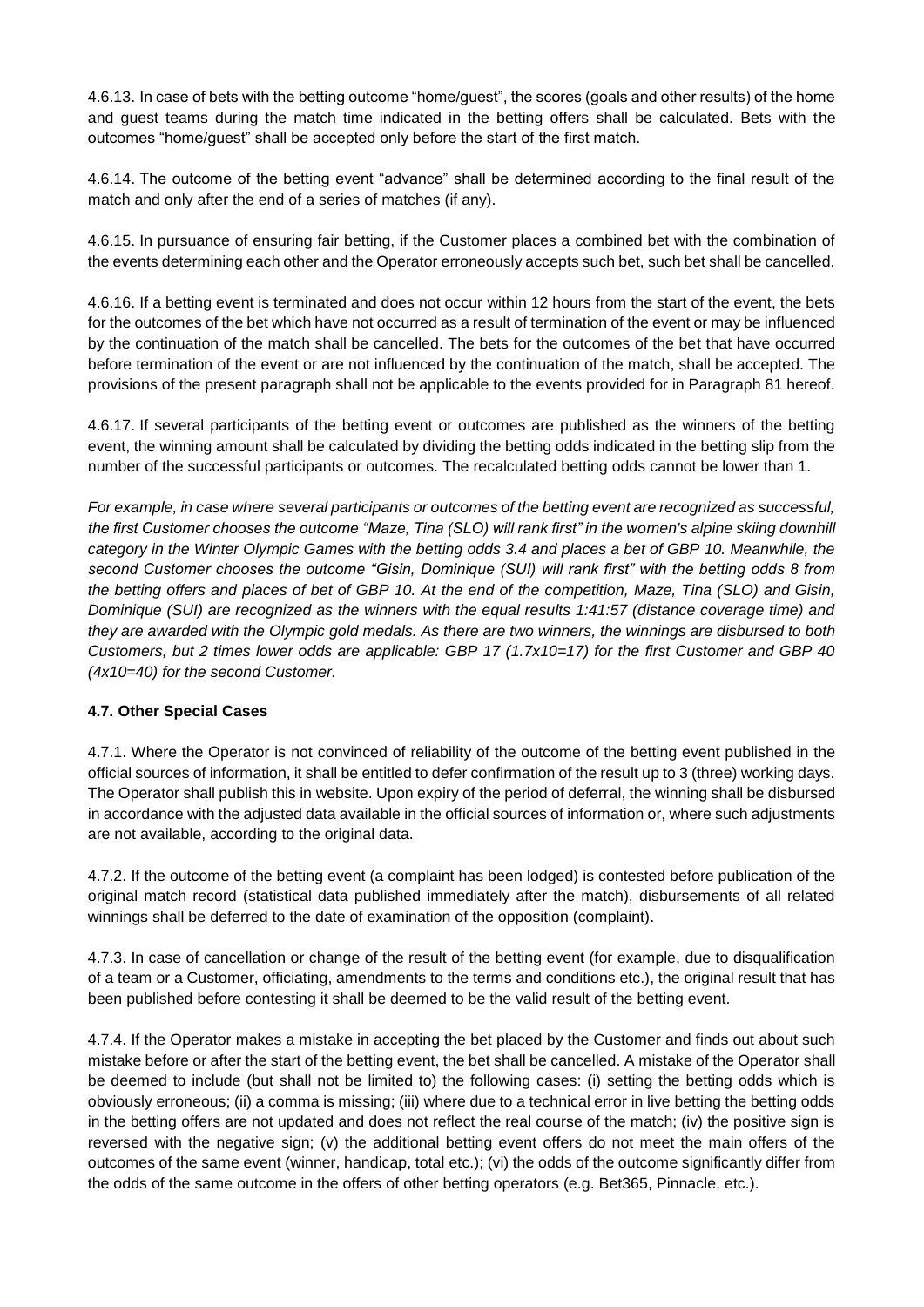4.6.13. In case of bets with the betting outcome "home/guest", the scores (goals and other results) of the home and guest teams during the match time indicated in the betting offers shall be calculated. Bets with the outcomes "home/guest" shall be accepted only before the start of the first match.

4.6.14. The outcome of the betting event "advance" shall be determined according to the final result of the match and only after the end of a series of matches (if any).

4.6.15. In pursuance of ensuring fair betting, if the Customer places a combined bet with the combination of the events determining each other and the Operator erroneously accepts such bet, such bet shall be cancelled.

4.6.16. If a betting event is terminated and does not occur within 12 hours from the start of the event, the bets for the outcomes of the bet which have not occurred as a result of termination of the event or may be influenced by the continuation of the match shall be cancelled. The bets for the outcomes of the bet that have occurred before termination of the event or are not influenced by the continuation of the match, shall be accepted. The provisions of the present paragraph shall not be applicable to the events provided for in Paragraph 81 hereof.

4.6.17. If several participants of the betting event or outcomes are published as the winners of the betting event, the winning amount shall be calculated by dividing the betting odds indicated in the betting slip from the number of the successful participants or outcomes. The recalculated betting odds cannot be lower than 1.

*For example, in case where several participants or outcomes of the betting event are recognized as successful, the first Customer chooses the outcome "Maze, Tina (SLO) will rank first" in the women's alpine skiing downhill category in the Winter Olympic Games with the betting odds 3.4 and places a bet of GBP 10. Meanwhile, the second Customer chooses the outcome "Gisin, Dominique (SUI) will rank first" with the betting odds 8 from the betting offers and places of bet of GBP 10. At the end of the competition, Maze, Tina (SLO) and Gisin, Dominique (SUI) are recognized as the winners with the equal results 1:41:57 (distance coverage time) and they are awarded with the Olympic gold medals. As there are two winners, the winnings are disbursed to both Customers, but 2 times lower odds are applicable: GBP 17 (1.7x10=17) for the first Customer and GBP 40 (4x10=40) for the second Customer.*

#### 4.7. Other Special Cases

4.7.1. Where the Operator is not convinced of reliability of the outcome of the betting event published in the official sources of information, it shall be entitled to defer confirmation of the result up to 3 (three) working days. The Operator shall publish this in website. Upon expiry of the period of deferral, the winning shall be disbursed in accordance with the adjusted data available in the official sources of information or, where such adjustments are not available, according to the original data.

4.7.2. If the outcome of the betting event (a complaint has been lodged) is contested before publication of the original match record (statistical data published immediately after the match), disbursements of all related winnings shall be deferred to the date of examination of the opposition (complaint).

4.7.3. In case of cancellation or change of the result of the betting event (for example, due to disqualification of a team or a Customer, officiating, amendments to the terms and conditions etc.), the original result that has been published before contesting it shall be deemed to be the valid result of the betting event.

4.7.4. If the Operator makes a mistake in accepting the bet placed by the Customer and finds out about such mistake before or after the start of the betting event, the bet shall be cancelled. A mistake of the Operator shall be deemed to include (but shall not be limited to) the following cases: (i) setting the betting odds which is obviously erroneous; (ii) a comma is missing; (iii) where due to a technical error in live betting the betting odds in the betting offers are not updated and does not reflect the real course of the match; (iv) the positive sign is reversed with the negative sign; (v) the additional betting event offers do not meet the main offers of the outcomes of the same event (winner, handicap, total etc.); (vi) the odds of the outcome significantly differ from the odds of the same outcome in the offers of other betting operators (e.g. Bet365, Pinnacle, etc.).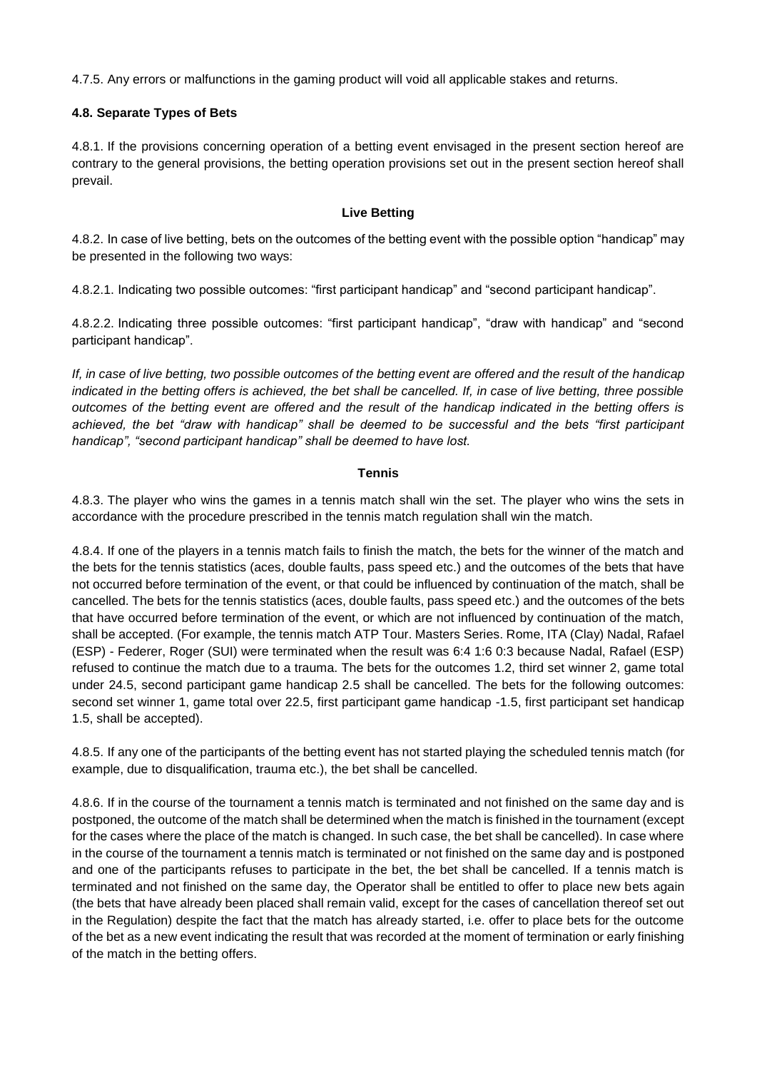4.7.5. Any errors or malfunctions in the gaming product will void all applicable stakes and returns.

**4.8. Separate Types of Bets**

4.8.1. If the provisions concerning operation of a betting event envisaged in the present section hereof are contrary to the general provisions, the betting operation provisions set out in the present section hereof shall prevail.

**Live Betting**

4.8.2. In case of live betting, bets on the outcomes of the betting event with the possible option "handicap" may be presented in the following two ways:

4.8.2.1. Indicating two possible outcomes: "first participant handicap" and "second participant handicap".

4.8.2.2. Indicating three possible outcomes: "first participant handicap", "draw with handicap" and "second participant handicap".

*If, in case of live betting, two possible outcomes of the betting event are offered and the result of the handicap indicated in the betting offers is achieved, the bet shall be cancelled. If, in case of live betting, three possible outcomes of the betting event are offered and the result of the handicap indicated in the betting offers is achieved, the bet "draw with handicap" shall be deemed to be successful and the bets "first participant handicap", "second participant handicap" shall be deemed to have lost.*

**Tennis**

4.8.3. The player who wins the games in a tennis match shall win the set. The player who wins the sets in accordance with the procedure prescribed in the tennis match regulation shall win the match.

4.8.4. If one of the players in a tennis match fails to finish the match, the bets for the winner of the match and the bets for the tennis statistics (aces, double faults, pass speed etc.) and the outcomes of the bets that have not occurred before termination of the event, or that could be influenced by continuation of the match, shall be cancelled. The bets for the tennis statistics (aces, double faults, pass speed etc.) and the outcomes of the bets that have occurred before termination of the event, or which are not influenced by continuation of the match, shall be accepted. (For example, the tennis match ATP Tour. Masters Series. Rome, ITA (Clay) Nadal, Rafael (ESP) - Federer, Roger (SUI) were terminated when the result was 6:4 1:6 0:3 because Nadal, Rafael (ESP) refused to continue the match due to a trauma. The bets for the outcomes 1.2, third set winner 2, game total under 24.5, second participant game handicap 2.5 shall be cancelled. The bets for the following outcomes: second set winner 1, game total over 22.5, first participant game handicap -1.5, first participant set handicap 1.5, shall be accepted).

4.8.5. If any one of the participants of the betting event has not started playing the scheduled tennis match (for example, due to disqualification, trauma etc.), the bet shall be cancelled.

4.8.6. If in the course of the tournament a tennis match is terminated and not finished on the same day and is postponed, the outcome of the match shall be determined when the match is finished in the tournament (except for the cases where the place of the match is changed. In such case, the bet shall be cancelled). In case where in the course of the tournament a tennis match is terminated or not finished on the same day and is postponed and one of the participants refuses to participate in the bet, the bet shall be cancelled. If a tennis match is terminated and not finished on the same day, the Operator shall be entitled to offer to place new bets again (the bets that have already been placed shall remain valid, except for the cases of cancellation thereof set out in the Regulation) despite the fact that the match has already started, i.e. offer to place bets for the outcome of the bet as a new event indicating the result that was recorded at the moment of termination or early finishing of the match in the betting offers.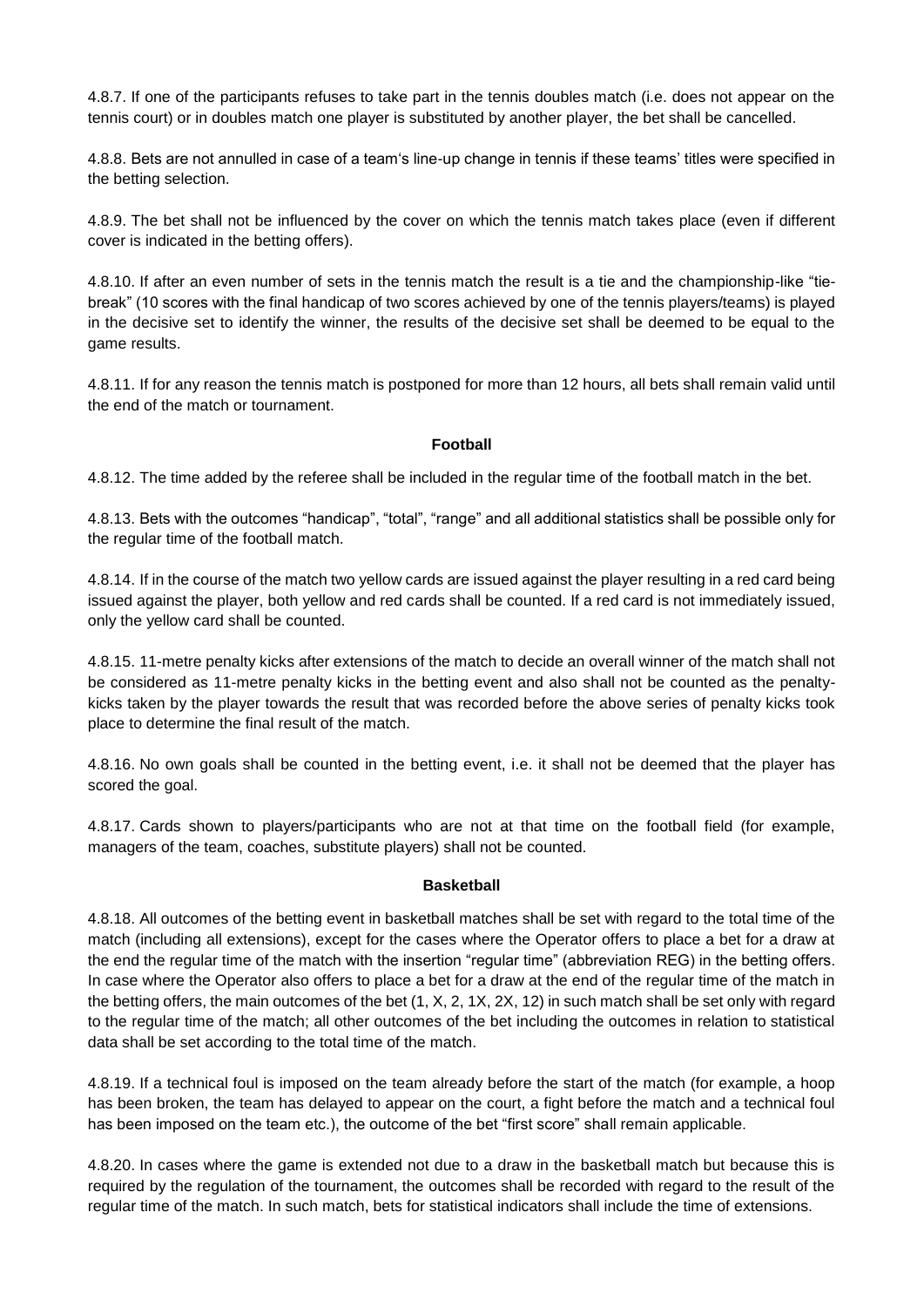4.8.7. If one of the participants refuses to take part in the tennis doubles match (i.e. does not appear on the tennis court) or in doubles match one player is substituted by another player, the bet shall be cancelled.

4.8.8. Bets are not annulled in case of a team's line-up change in tennis if these teams' titles were specified in the betting selection.

4.8.9. The bet shall not be influenced by the cover on which the tennis match takes place (even if different cover is indicated in the betting offers).

4.8.10. If after an even number of sets in the tennis match the result is a tie and the championship-like "tie-break" (10 scores with the final handicap of two scores achieved by one of the tennis players/teams) is played in the decisive set to identify the winner, the results of the decisive set shall be deemed to be equal to the game results.

4.8.11. If for any reason the tennis match is postponed for more than 12 hours, all bets shall remain valid until the end of the match or tournament.

**Football**

4.8.12. The time added by the referee shall be included in the regular time of the football match in the bet.

4.8.13. Bets with the outcomes "handicap", "total", "range" and all additional statistics shall be possible only for the regular time of the football match.

4.8.14. If in the course of the match two yellow cards are issued against the player resulting in a red card being issued against the player, both yellow and red cards shall be counted. If a red card is not immediately issued, only the yellow card shall be counted.

4.8.15. 11-metre penalty kicks after extensions of the match to decide an overall winner of the match shall not be considered as 11-metre penalty kicks in the betting event and also shall not be counted as the penalty-kicks taken by the player towards the result that was recorded before the above series of penalty kicks took place to determine the final result of the match.

4.8.16. No own goals shall be counted in the betting event, i.e. it shall not be deemed that the player has scored the goal.

4.8.17. Cards shown to players/participants who are not at that time on the football field (for example, managers of the team, coaches, substitute players) shall not be counted.

**Basketball**

4.8.18. All outcomes of the betting event in basketball matches shall be set with regard to the total time of the match (including all extensions), except for the cases where the Operator offers to place a bet for a draw at the end the regular time of the match with the insertion "regular time" (abbreviation REG) in the betting offers. In case where the Operator also offers to place a bet for a draw at the end of the regular time of the match in the betting offers, the main outcomes of the bet (1, X, 2, 1X, 2X, 12) in such match shall be set only with regard to the regular time of the match; all other outcomes of the bet including the outcomes in relation to statistical data shall be set according to the total time of the match.

4.8.19. If a technical foul is imposed on the team already before the start of the match (for example, a hoop has been broken, the team has delayed to appear on the court, a fight before the match and a technical foul has been imposed on the team etc.), the outcome of the bet "first score" shall remain applicable.

4.8.20. In cases where the game is extended not due to a draw in the basketball match but because this is required by the regulation of the tournament, the outcomes shall be recorded with regard to the result of the regular time of the match. In such match, bets for statistical indicators shall include the time of extensions.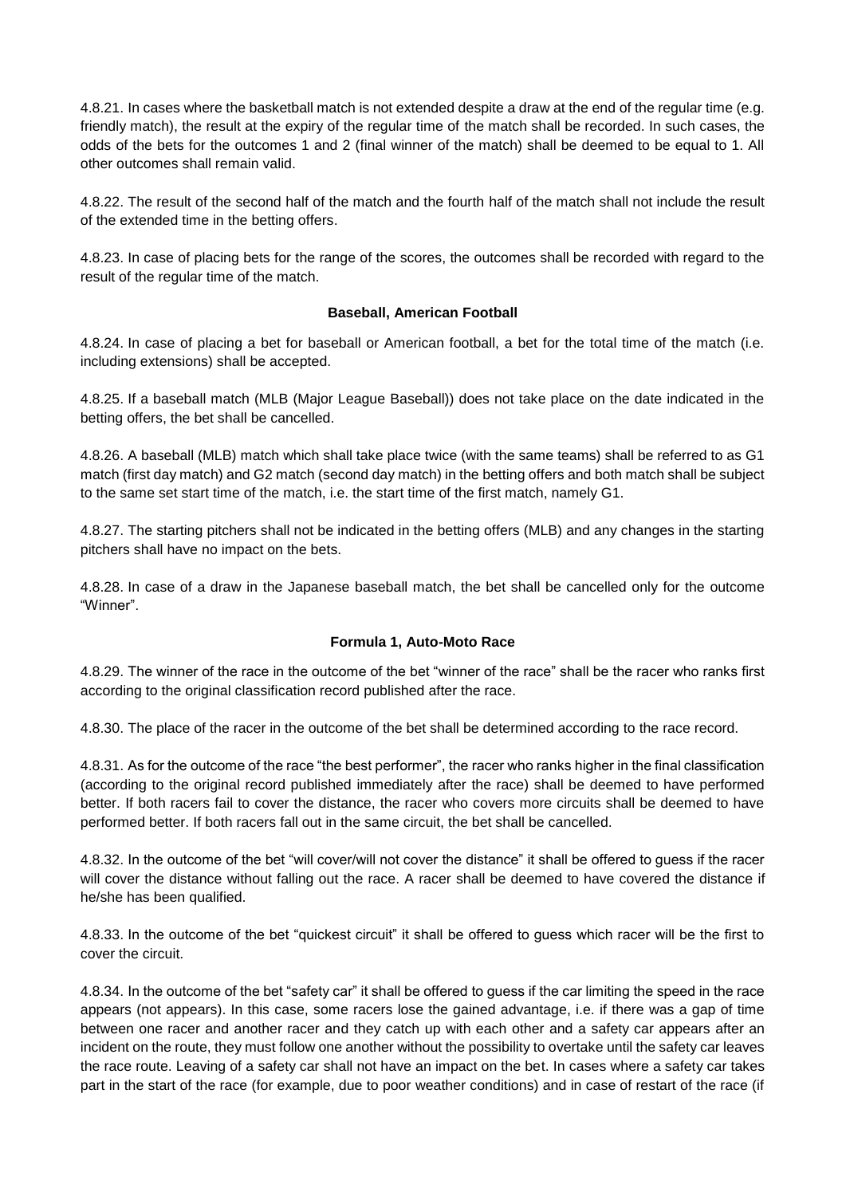4.8.21. In cases where the basketball match is not extended despite a draw at the end of the regular time (e.g. friendly match), the result at the expiry of the regular time of the match shall be recorded. In such cases, the odds of the bets for the outcomes 1 and 2 (final winner of the match) shall be deemed to be equal to 1. All other outcomes shall remain valid.

4.8.22. The result of the second half of the match and the fourth half of the match shall not include the result of the extended time in the betting offers.

4.8.23. In case of placing bets for the range of the scores, the outcomes shall be recorded with regard to the result of the regular time of the match.

**Baseball, American Football**

4.8.24. In case of placing a bet for baseball or American football, a bet for the total time of the match (i.e. including extensions) shall be accepted.

4.8.25. If a baseball match (MLB (Major League Baseball)) does not take place on the date indicated in the betting offers, the bet shall be cancelled.

4.8.26. A baseball (MLB) match which shall take place twice (with the same teams) shall be referred to as G1 match (first day match) and G2 match (second day match) in the betting offers and both match shall be subject to the same set start time of the match, i.e. the start time of the first match, namely G1.

4.8.27. The starting pitchers shall not be indicated in the betting offers (MLB) and any changes in the starting pitchers shall have no impact on the bets.

4.8.28. In case of a draw in the Japanese baseball match, the bet shall be cancelled only for the outcome "Winner".

**Formula 1, Auto-Moto Race**

4.8.29. The winner of the race in the outcome of the bet "winner of the race" shall be the racer who ranks first according to the original classification record published after the race.

4.8.30. The place of the racer in the outcome of the bet shall be determined according to the race record.

4.8.31. As for the outcome of the race "the best performer", the racer who ranks higher in the final classification (according to the original record published immediately after the race) shall be deemed to have performed better. If both racers fail to cover the distance, the racer who covers more circuits shall be deemed to have performed better. If both racers fall out in the same circuit, the bet shall be cancelled.

4.8.32. In the outcome of the bet "will cover/will not cover the distance" it shall be offered to guess if the racer will cover the distance without falling out the race. A racer shall be deemed to have covered the distance if he/she has been qualified.

4.8.33. In the outcome of the bet "quickest circuit" it shall be offered to guess which racer will be the first to cover the circuit.

4.8.34. In the outcome of the bet "safety car" it shall be offered to guess if the car limiting the speed in the race appears (not appears). In this case, some racers lose the gained advantage, i.e. if there was a gap of time between one racer and another racer and they catch up with each other and a safety car appears after an incident on the route, they must follow one another without the possibility to overtake until the safety car leaves the race route. Leaving of a safety car shall not have an impact on the bet. In cases where a safety car takes part in the start of the race (for example, due to poor weather conditions) and in case of restart of the race (if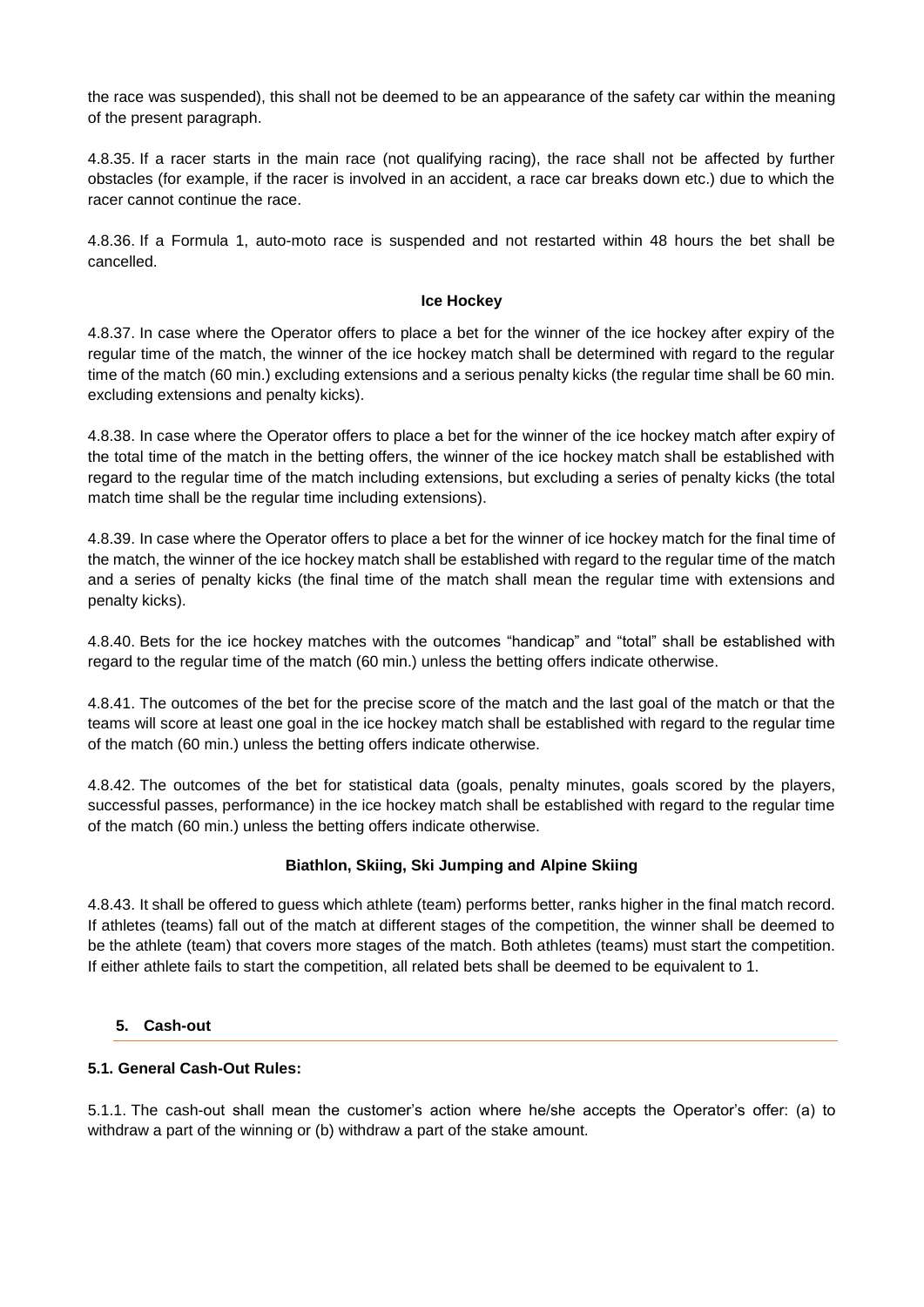the race was suspended), this shall not be deemed to be an appearance of the safety car within the meaning of the present paragraph.

4.8.35. If a racer starts in the main race (not qualifying racing), the race shall not be affected by further obstacles (for example, if the racer is involved in an accident, a race car breaks down etc.) due to which the racer cannot continue the race.

4.8.36. If a Formula 1, auto-moto race is suspended and not restarted within 48 hours the bet shall be cancelled.

**Ice Hockey**

4.8.37. In case where the Operator offers to place a bet for the winner of the ice hockey after expiry of the regular time of the match, the winner of the ice hockey match shall be determined with regard to the regular time of the match (60 min.) excluding extensions and a serious penalty kicks (the regular time shall be 60 min. excluding extensions and penalty kicks).

4.8.38. In case where the Operator offers to place a bet for the winner of the ice hockey match after expiry of the total time of the match in the betting offers, the winner of the ice hockey match shall be established with regard to the regular time of the match including extensions, but excluding a series of penalty kicks (the total match time shall be the regular time including extensions).

4.8.39. In case where the Operator offers to place a bet for the winner of ice hockey match for the final time of the match, the winner of the ice hockey match shall be established with regard to the regular time of the match and a series of penalty kicks (the final time of the match shall mean the regular time with extensions and penalty kicks).

4.8.40. Bets for the ice hockey matches with the outcomes "handicap" and "total" shall be established with regard to the regular time of the match (60 min.) unless the betting offers indicate otherwise.

4.8.41. The outcomes of the bet for the precise score of the match and the last goal of the match or that the teams will score at least one goal in the ice hockey match shall be established with regard to the regular time of the match (60 min.) unless the betting offers indicate otherwise.

4.8.42. The outcomes of the bet for statistical data (goals, penalty minutes, goals scored by the players, successful passes, performance) in the ice hockey match shall be established with regard to the regular time of the match (60 min.) unless the betting offers indicate otherwise.

**Biathlon, Skiing, Ski Jumping and Alpine Skiing**

4.8.43. It shall be offered to guess which athlete (team) performs better, ranks higher in the final match record. If athletes (teams) fall out of the match at different stages of the competition, the winner shall be deemed to be the athlete (team) that covers more stages of the match. Both athletes (teams) must start the competition. If either athlete fails to start the competition, all related bets shall be deemed to be equivalent to 1.

## 5. Cash-out

### 5.1. General Cash-Out Rules:

5.1.1. The cash-out shall mean the customer's action where he/she accepts the Operator's offer: (a) to withdraw a part of the winning or (b) withdraw a part of the stake amount.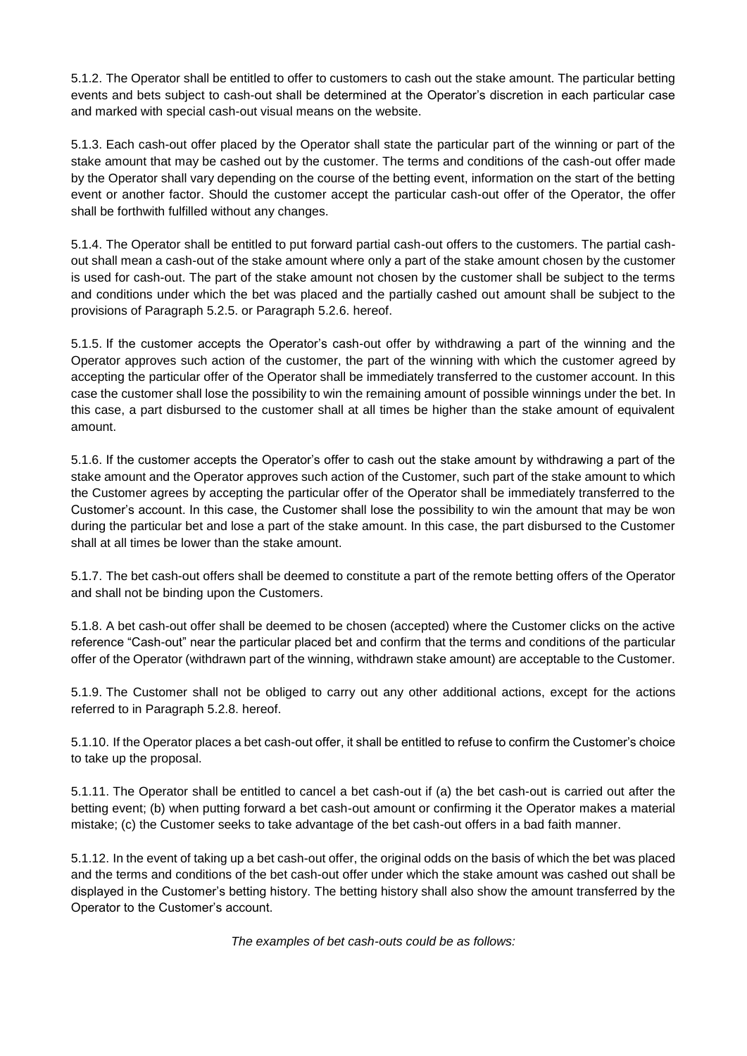5.1.2. The Operator shall be entitled to offer to customers to cash out the stake amount. The particular betting events and bets subject to cash-out shall be determined at the Operator's discretion in each particular case and marked with special cash-out visual means on the website.

5.1.3. Each cash-out offer placed by the Operator shall state the particular part of the winning or part of the stake amount that may be cashed out by the customer. The terms and conditions of the cash-out offer made by the Operator shall vary depending on the course of the betting event, information on the start of the betting event or another factor. Should the customer accept the particular cash-out offer of the Operator, the offer shall be forthwith fulfilled without any changes.

5.1.4. The Operator shall be entitled to put forward partial cash-out offers to the customers. The partial cash-out shall mean a cash-out of the stake amount where only a part of the stake amount chosen by the customer is used for cash-out. The part of the stake amount not chosen by the customer shall be subject to the terms and conditions under which the bet was placed and the partially cashed out amount shall be subject to the provisions of Paragraph 5.2.5. or Paragraph 5.2.6. hereof.

5.1.5. If the customer accepts the Operator's cash-out offer by withdrawing a part of the winning and the Operator approves such action of the customer, the part of the winning with which the customer agreed by accepting the particular offer of the Operator shall be immediately transferred to the customer account. In this case the customer shall lose the possibility to win the remaining amount of possible winnings under the bet. In this case, a part disbursed to the customer shall at all times be higher than the stake amount of equivalent amount.

5.1.6. If the customer accepts the Operator's offer to cash out the stake amount by withdrawing a part of the stake amount and the Operator approves such action of the Customer, such part of the stake amount to which the Customer agrees by accepting the particular offer of the Operator shall be immediately transferred to the Customer's account. In this case, the Customer shall lose the possibility to win the amount that may be won during the particular bet and lose a part of the stake amount. In this case, the part disbursed to the Customer shall at all times be lower than the stake amount.

5.1.7. The bet cash-out offers shall be deemed to constitute a part of the remote betting offers of the Operator and shall not be binding upon the Customers.

5.1.8. A bet cash-out offer shall be deemed to be chosen (accepted) where the Customer clicks on the active reference "Cash-out" near the particular placed bet and confirm that the terms and conditions of the particular offer of the Operator (withdrawn part of the winning, withdrawn stake amount) are acceptable to the Customer.

5.1.9. The Customer shall not be obliged to carry out any other additional actions, except for the actions referred to in Paragraph 5.2.8. hereof.

5.1.10. If the Operator places a bet cash-out offer, it shall be entitled to refuse to confirm the Customer's choice to take up the proposal.

5.1.11. The Operator shall be entitled to cancel a bet cash-out if (a) the bet cash-out is carried out after the betting event; (b) when putting forward a bet cash-out amount or confirming it the Operator makes a material mistake; (c) the Customer seeks to take advantage of the bet cash-out offers in a bad faith manner.

5.1.12. In the event of taking up a bet cash-out offer, the original odds on the basis of which the bet was placed and the terms and conditions of the bet cash-out offer under which the stake amount was cashed out shall be displayed in the Customer's betting history. The betting history shall also show the amount transferred by the Operator to the Customer's account.

*The examples of bet cash-outs could be as follows:*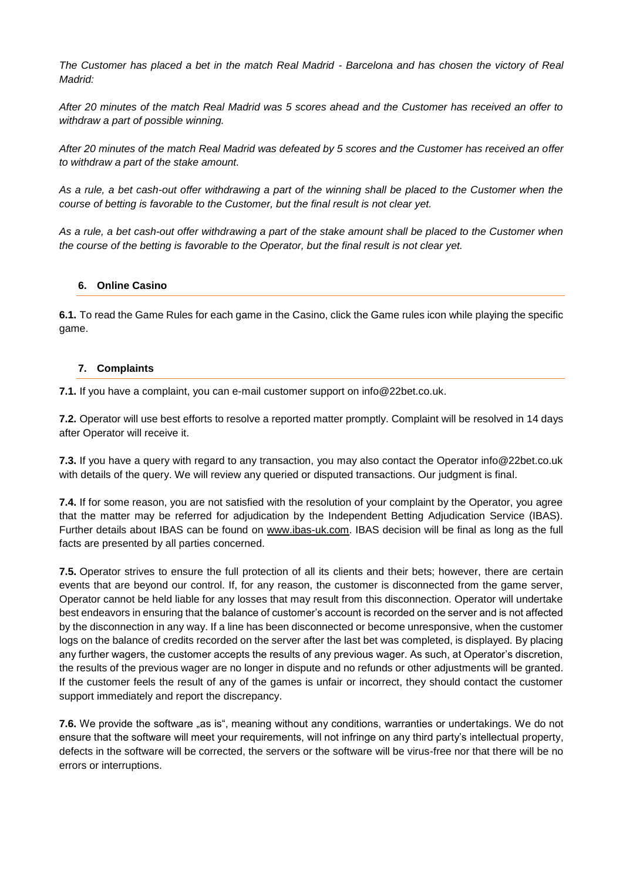*The Customer has placed a bet in the match Real Madrid - Barcelona and has chosen the victory of Real Madrid:*

*After 20 minutes of the match Real Madrid was 5 scores ahead and the Customer has received an offer to withdraw a part of possible winning.*

*After 20 minutes of the match Real Madrid was defeated by 5 scores and the Customer has received an offer to withdraw a part of the stake amount.*

*As a rule, a bet cash-out offer withdrawing a part of the winning shall be placed to the Customer when the course of betting is favorable to the Customer, but the final result is not clear yet.*

*As a rule, a bet cash-out offer withdrawing a part of the stake amount shall be placed to the Customer when the course of the betting is favorable to the Operator, but the final result is not clear yet.*

## 6. Online Casino

**6.1.** To read the Game Rules for each game in the Casino, click the Game rules icon while playing the specific game.

## 7. Complaints

**7.1.** If you have a complaint, you can e-mail customer support on info@22bet.co.uk.

**7.2.** Operator will use best efforts to resolve a reported matter promptly. Complaint will be resolved in 14 days after Operator will receive it.

**7.3.** If you have a query with regard to any transaction, you may also contact the Operator info@22bet.co.uk with details of the query. We will review any queried or disputed transactions. Our judgment is final.

**7.4.** If for some reason, you are not satisfied with the resolution of your complaint by the Operator, you agree that the matter may be referred for adjudication by the Independent Betting Adjudication Service (IBAS). Further details about IBAS can be found on www.ibas-uk.com. IBAS decision will be final as long as the full facts are presented by all parties concerned.

**7.5.** Operator strives to ensure the full protection of all its clients and their bets; however, there are certain events that are beyond our control. If, for any reason, the customer is disconnected from the game server, Operator cannot be held liable for any losses that may result from this disconnection. Operator will undertake best endeavors in ensuring that the balance of customer's account is recorded on the server and is not affected by the disconnection in any way. If a line has been disconnected or become unresponsive, when the customer logs on the balance of credits recorded on the server after the last bet was completed, is displayed. By placing any further wagers, the customer accepts the results of any previous wager. As such, at Operator's discretion, the results of the previous wager are no longer in dispute and no refunds or other adjustments will be granted. If the customer feels the result of any of the games is unfair or incorrect, they should contact the customer support immediately and report the discrepancy.

**7.6.** We provide the software „as is", meaning without any conditions, warranties or undertakings. We do not ensure that the software will meet your requirements, will not infringe on any third party's intellectual property, defects in the software will be corrected, the servers or the software will be virus-free nor that there will be no errors or interruptions.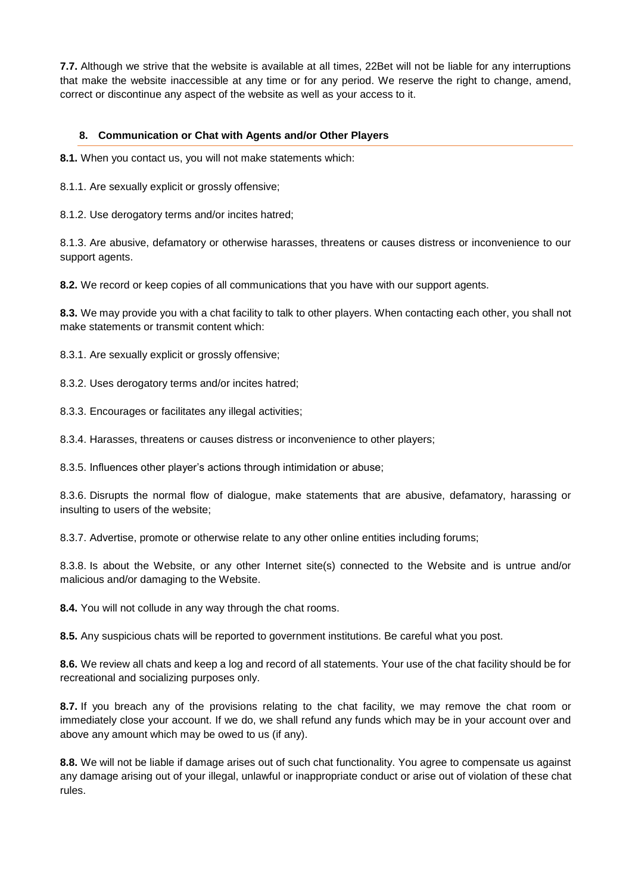**7.7.** Although we strive that the website is available at all times, 22Bet will not be liable for any interruptions that make the website inaccessible at any time or for any period. We reserve the right to change, amend, correct or discontinue any aspect of the website as well as your access to it.

## 8. Communication or Chat with Agents and/or Other Players

**8.1.** When you contact us, you will not make statements which:

8.1.1. Are sexually explicit or grossly offensive;

8.1.2. Use derogatory terms and/or incites hatred;

8.1.3. Are abusive, defamatory or otherwise harasses, threatens or causes distress or inconvenience to our support agents.

**8.2.** We record or keep copies of all communications that you have with our support agents.

**8.3.** We may provide you with a chat facility to talk to other players. When contacting each other, you shall not make statements or transmit content which:

8.3.1. Are sexually explicit or grossly offensive;

8.3.2. Uses derogatory terms and/or incites hatred;

8.3.3. Encourages or facilitates any illegal activities;

8.3.4. Harasses, threatens or causes distress or inconvenience to other players;

8.3.5. Influences other player's actions through intimidation or abuse;

8.3.6. Disrupts the normal flow of dialogue, make statements that are abusive, defamatory, harassing or insulting to users of the website;

8.3.7. Advertise, promote or otherwise relate to any other online entities including forums;

8.3.8. Is about the Website, or any other Internet site(s) connected to the Website and is untrue and/or malicious and/or damaging to the Website.

**8.4.** You will not collude in any way through the chat rooms.

**8.5.** Any suspicious chats will be reported to government institutions. Be careful what you post.

**8.6.** We review all chats and keep a log and record of all statements. Your use of the chat facility should be for recreational and socializing purposes only.

**8.7.** If you breach any of the provisions relating to the chat facility, we may remove the chat room or immediately close your account. If we do, we shall refund any funds which may be in your account over and above any amount which may be owed to us (if any).

**8.8.** We will not be liable if damage arises out of such chat functionality. You agree to compensate us against any damage arising out of your illegal, unlawful or inappropriate conduct or arise out of violation of these chat rules.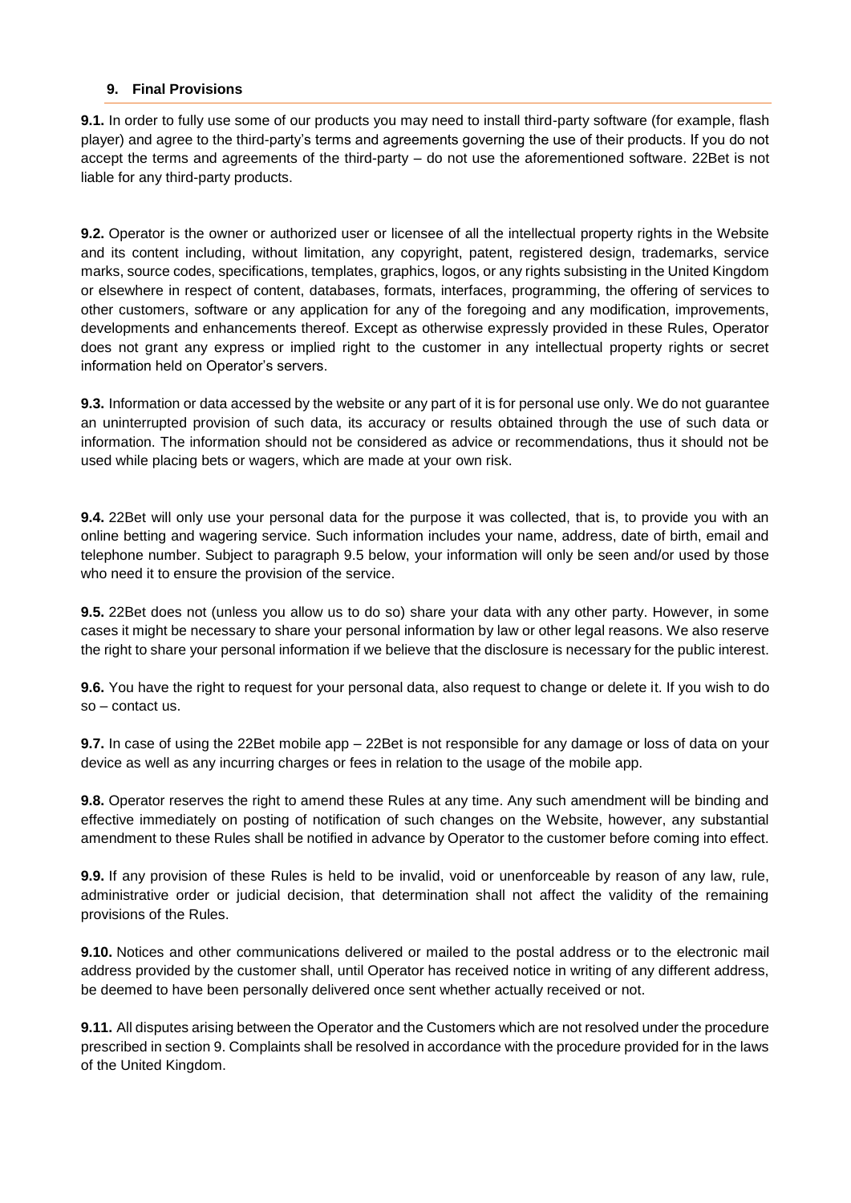## 9. Final Provisions

**9.1.** In order to fully use some of our products you may need to install third-party software (for example, flash player) and agree to the third-party's terms and agreements governing the use of their products. If you do not accept the terms and agreements of the third-party – do not use the aforementioned software. 22Bet is not liable for any third-party products.

**9.2.** Operator is the owner or authorized user or licensee of all the intellectual property rights in the Website and its content including, without limitation, any copyright, patent, registered design, trademarks, service marks, source codes, specifications, templates, graphics, logos, or any rights subsisting in the United Kingdom or elsewhere in respect of content, databases, formats, interfaces, programming, the offering of services to other customers, software or any application for any of the foregoing and any modification, improvements, developments and enhancements thereof. Except as otherwise expressly provided in these Rules, Operator does not grant any express or implied right to the customer in any intellectual property rights or secret information held on Operator's servers.

**9.3.** Information or data accessed by the website or any part of it is for personal use only. We do not guarantee an uninterrupted provision of such data, its accuracy or results obtained through the use of such data or information. The information should not be considered as advice or recommendations, thus it should not be used while placing bets or wagers, which are made at your own risk.

**9.4.** 22Bet will only use your personal data for the purpose it was collected, that is, to provide you with an online betting and wagering service. Such information includes your name, address, date of birth, email and telephone number. Subject to paragraph 9.5 below, your information will only be seen and/or used by those who need it to ensure the provision of the service.

**9.5.** 22Bet does not (unless you allow us to do so) share your data with any other party. However, in some cases it might be necessary to share your personal information by law or other legal reasons. We also reserve the right to share your personal information if we believe that the disclosure is necessary for the public interest.

**9.6.** You have the right to request for your personal data, also request to change or delete it. If you wish to do so – contact us.

**9.7.** In case of using the 22Bet mobile app – 22Bet is not responsible for any damage or loss of data on your device as well as any incurring charges or fees in relation to the usage of the mobile app.

**9.8.** Operator reserves the right to amend these Rules at any time. Any such amendment will be binding and effective immediately on posting of notification of such changes on the Website, however, any substantial amendment to these Rules shall be notified in advance by Operator to the customer before coming into effect.

**9.9.** If any provision of these Rules is held to be invalid, void or unenforceable by reason of any law, rule, administrative order or judicial decision, that determination shall not affect the validity of the remaining provisions of the Rules.

**9.10.** Notices and other communications delivered or mailed to the postal address or to the electronic mail address provided by the customer shall, until Operator has received notice in writing of any different address, be deemed to have been personally delivered once sent whether actually received or not.

**9.11.** All disputes arising between the Operator and the Customers which are not resolved under the procedure prescribed in section 9. Complaints shall be resolved in accordance with the procedure provided for in the laws of the United Kingdom.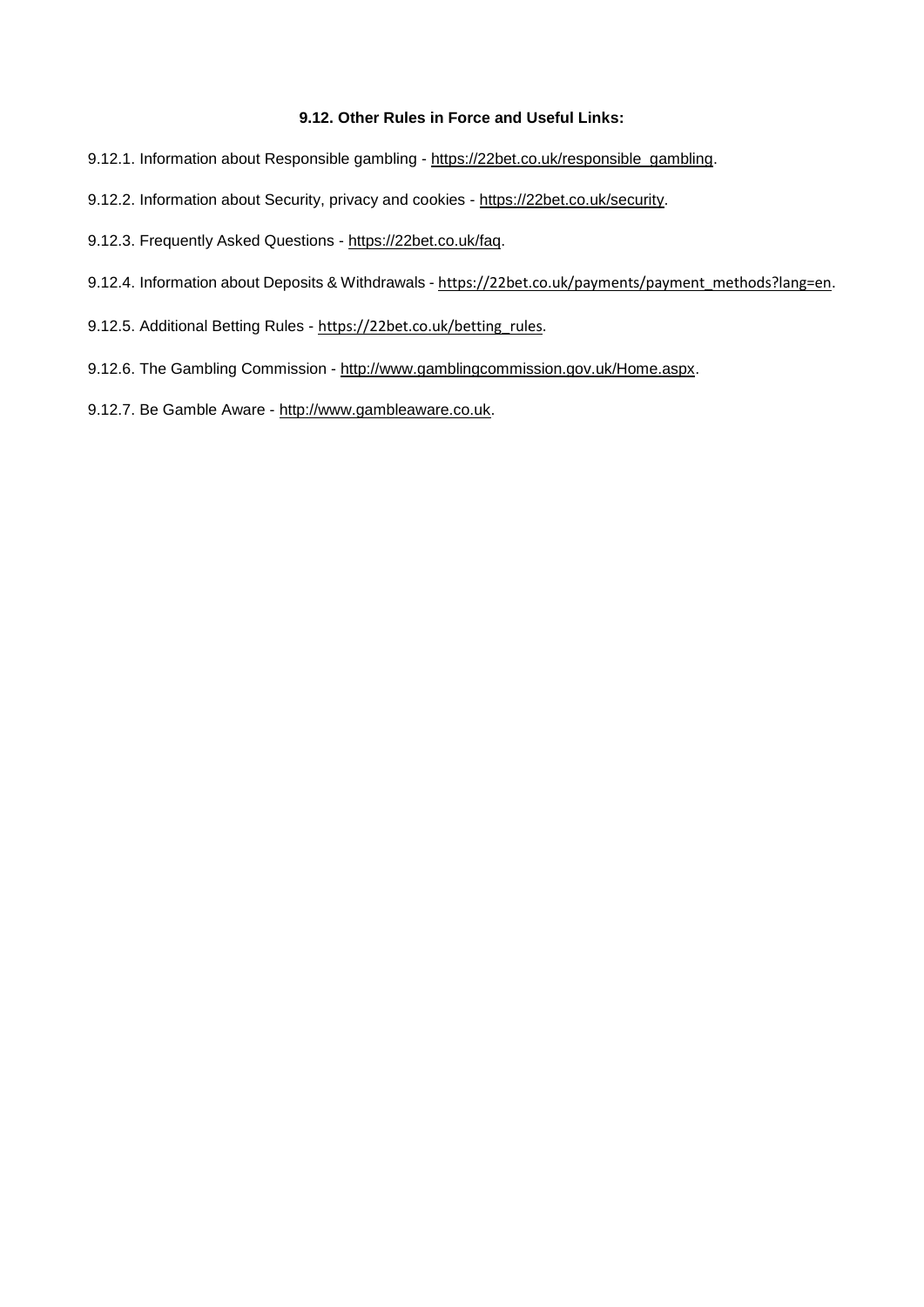**9.12. Other Rules in Force and Useful Links:**

9.12.1. Information about Responsible gambling - https://22bet.co.uk/responsible_gambling.

9.12.2. Information about Security, privacy and cookies - https://22bet.co.uk/security.

9.12.3. Frequently Asked Questions - https://22bet.co.uk/faq.

9.12.4. Information about Deposits & Withdrawals - https://22bet.co.uk/payments/payment_methods?lang=en.

9.12.5. Additional Betting Rules - https://22bet.co.uk/betting_rules.

9.12.6. The Gambling Commission - http://www.gamblingcommission.gov.uk/Home.aspx.

9.12.7. Be Gamble Aware - http://www.gambleaware.co.uk.